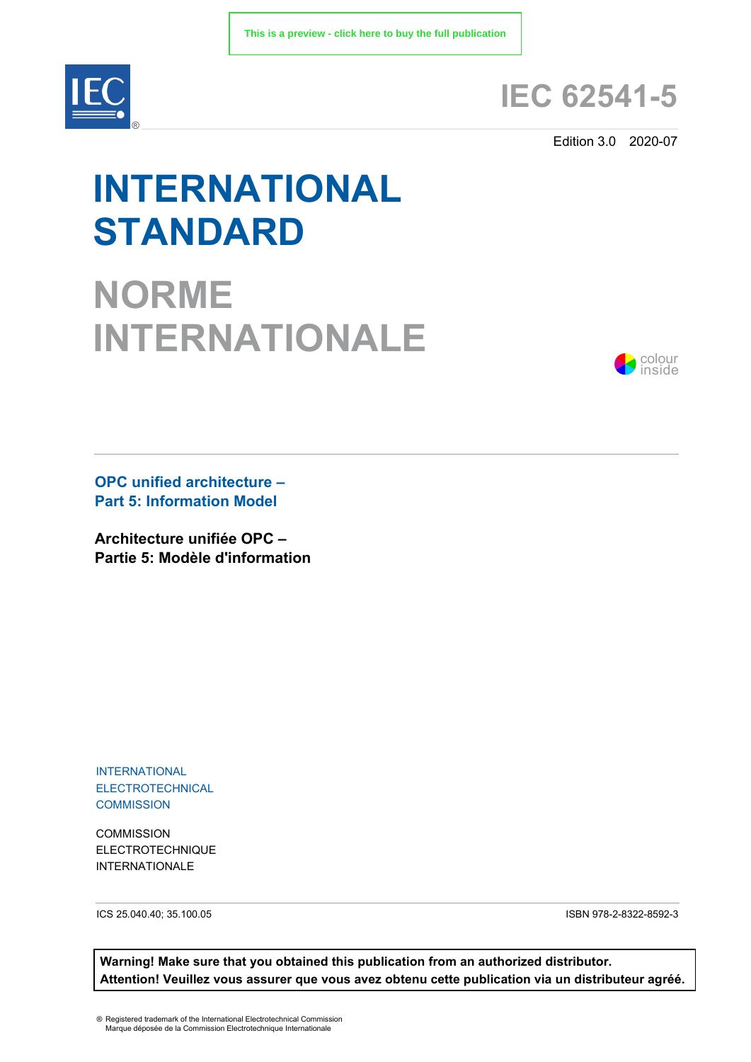This is a preview - click here to buy the full publication

IEC

# IEC 62541-5

Edition 3.0 2020-07

# INTERNATIONAL STANDARD

# NORME INTERNATIONALE

colour inside

**OPC unified architecture –**
**Part 5: Information Model**

**Architecture unifiée OPC –**
**Partie 5: Modèle d'information**

INTERNATIONAL ELECTROTECHNICAL COMMISSION

COMMISSION ELECTROTECHNIQUE INTERNATIONALE

ICS 25.040.40; 35.100.05

ISBN 978-2-8322-8592-3

**Warning! Make sure that you obtained this publication from an authorized distributor.**
**Attention! Veuillez vous assurer que vous avez obtenu cette publication via un distributeur agréé.**

® Registered trademark of the International Electrotechnical Commission
Marque déposée de la Commission Electrotechnique Internationale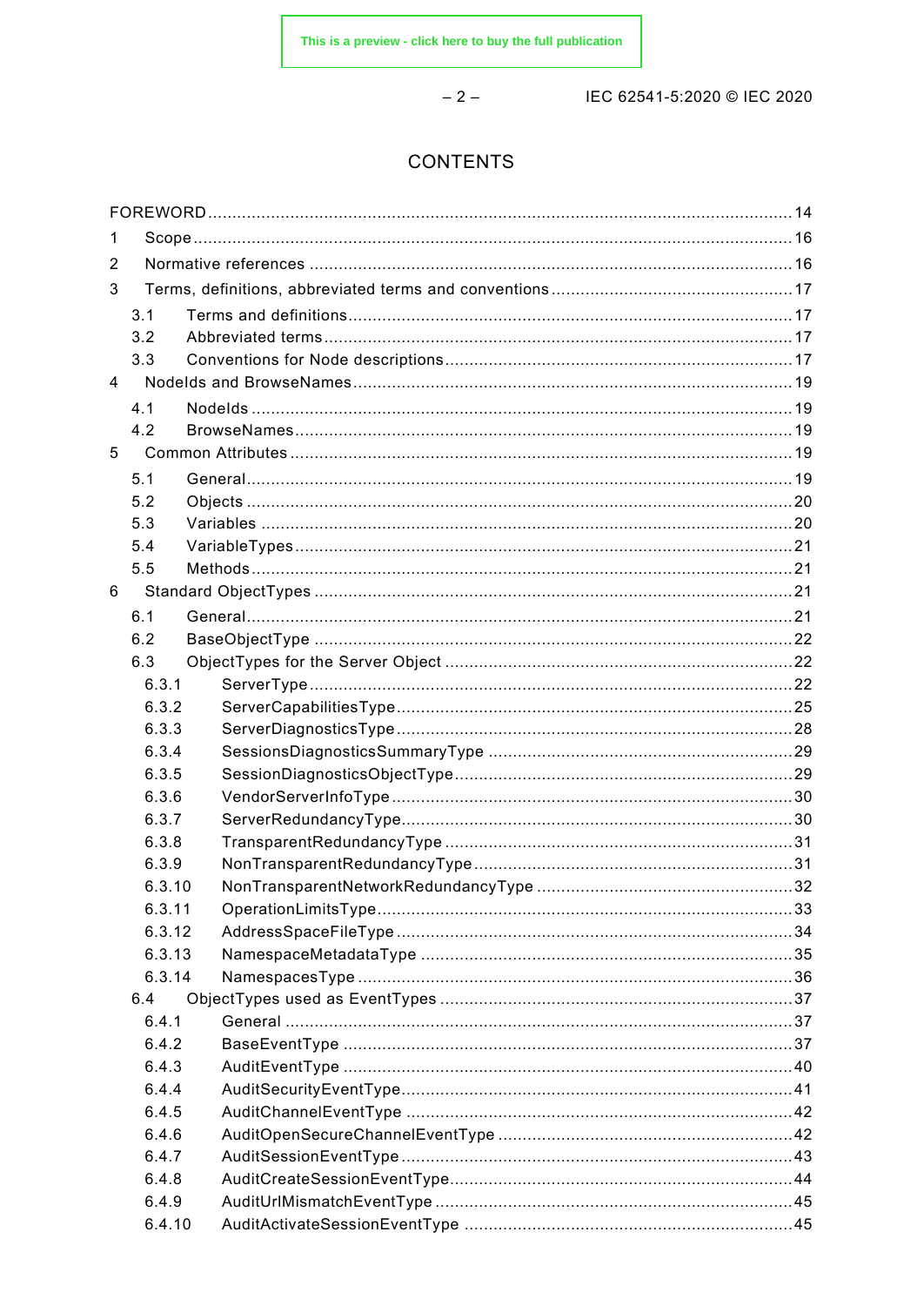# CONTENTS

FOREWORD .......... 14

1 Scope .......... 16

2 Normative references .......... 16

3 Terms, definitions, abbreviated terms and conventions .......... 17

- 3.1 Terms and definitions .......... 17
- 3.2 Abbreviated terms .......... 17
- 3.3 Conventions for Node descriptions .......... 17

4 NodeIds and BrowseNames .......... 19

- 4.1 NodeIds .......... 19
- 4.2 BrowseNames .......... 19

5 Common Attributes .......... 19

- 5.1 General .......... 19
- 5.2 Objects .......... 20
- 5.3 Variables .......... 20
- 5.4 VariableTypes .......... 21
- 5.5 Methods .......... 21

6 Standard ObjectTypes .......... 21

- 6.1 General .......... 21
- 6.2 BaseObjectType .......... 22
- 6.3 ObjectTypes for the Server Object .......... 22
  - 6.3.1 ServerType .......... 22
  - 6.3.2 ServerCapabilitiesType .......... 25
  - 6.3.3 ServerDiagnosticsType .......... 28
  - 6.3.4 SessionsDiagnosticsSummaryType .......... 29
  - 6.3.5 SessionDiagnosticsObjectType .......... 29
  - 6.3.6 VendorServerInfoType .......... 30
  - 6.3.7 ServerRedundancyType .......... 30
  - 6.3.8 TransparentRedundancyType .......... 31
  - 6.3.9 NonTransparentRedundancyType .......... 31
  - 6.3.10 NonTransparentNetworkRedundancyType .......... 32
  - 6.3.11 OperationLimitsType .......... 33
  - 6.3.12 AddressSpaceFileType .......... 34
  - 6.3.13 NamespaceMetadataType .......... 35
  - 6.3.14 NamespacesType .......... 36
- 6.4 ObjectTypes used as EventTypes .......... 37
  - 6.4.1 General .......... 37
  - 6.4.2 BaseEventType .......... 37
  - 6.4.3 AuditEventType .......... 40
  - 6.4.4 AuditSecurityEventType .......... 41
  - 6.4.5 AuditChannelEventType .......... 42
  - 6.4.6 AuditOpenSecureChannelEventType .......... 42
  - 6.4.7 AuditSessionEventType .......... 43
  - 6.4.8 AuditCreateSessionEventType .......... 44
  - 6.4.9 AuditUrlMismatchEventType .......... 45
  - 6.4.10 AuditActivateSessionEventType .......... 45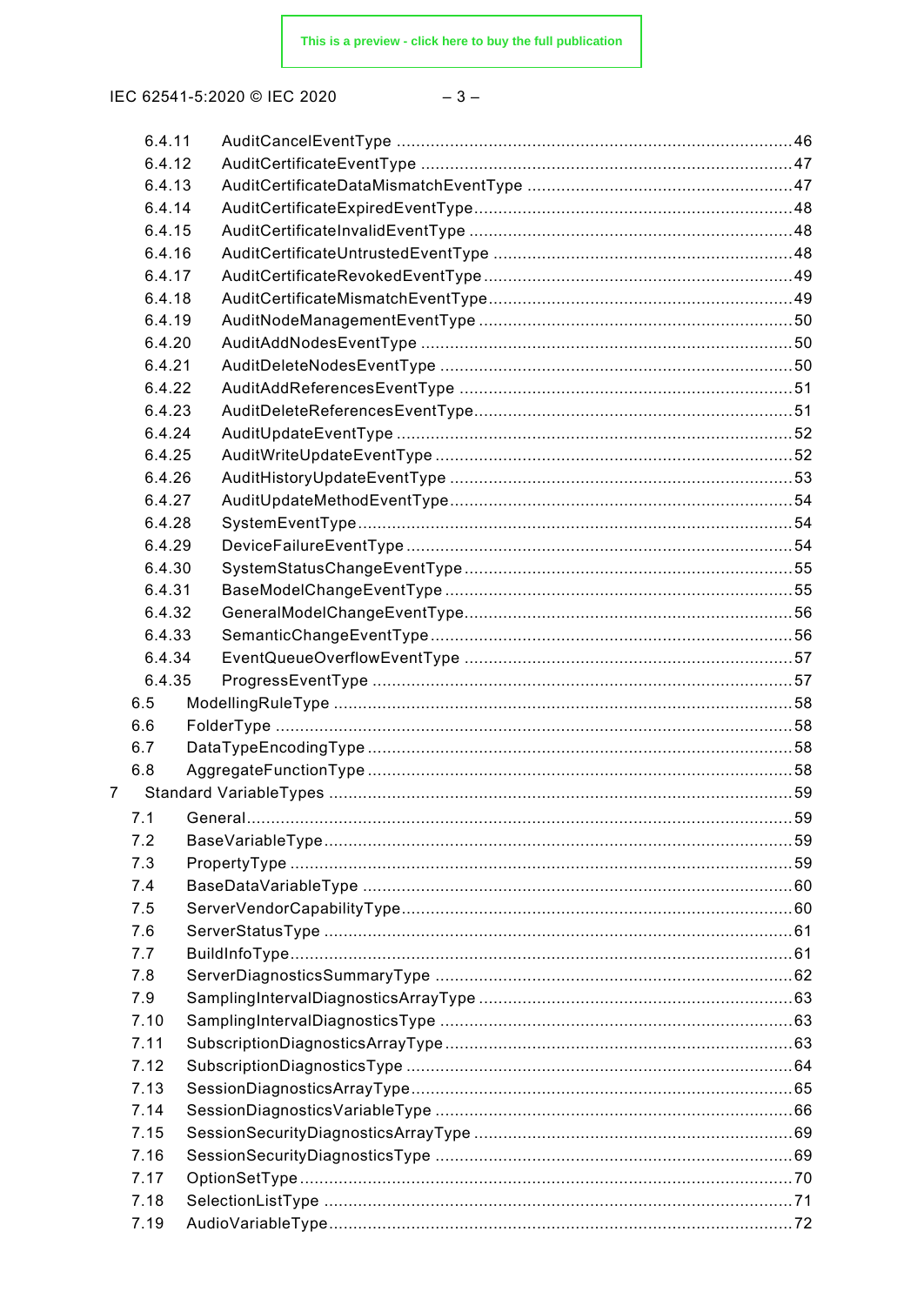6.4.11 AuditCancelEventType .....46
6.4.12 AuditCertificateEventType .....47
6.4.13 AuditCertificateDataMismatchEventType .....47
6.4.14 AuditCertificateExpiredEventType.....48
6.4.15 AuditCertificateInvalidEventType .....48
6.4.16 AuditCertificateUntrustedEventType .....48
6.4.17 AuditCertificateRevokedEventType.....49
6.4.18 AuditCertificateMismatchEventType.....49
6.4.19 AuditNodeManagementEventType .....50
6.4.20 AuditAddNodesEventType .....50
6.4.21 AuditDeleteNodesEventType .....50
6.4.22 AuditAddReferencesEventType .....51
6.4.23 AuditDeleteReferencesEventType.....51
6.4.24 AuditUpdateEventType .....52
6.4.25 AuditWriteUpdateEventType .....52
6.4.26 AuditHistoryUpdateEventType .....53
6.4.27 AuditUpdateMethodEventType.....54
6.4.28 SystemEventType.....54
6.4.29 DeviceFailureEventType .....54
6.4.30 SystemStatusChangeEventType .....55
6.4.31 BaseModelChangeEventType .....55
6.4.32 GeneralModelChangeEventType.....56
6.4.33 SemanticChangeEventType .....56
6.4.34 EventQueueOverflowEventType .....57
6.4.35 ProgressEventType .....57
6.5 ModellingRuleType .....58
6.6 FolderType .....58
6.7 DataTypeEncodingType .....58
6.8 AggregateFunctionType .....58
7 Standard VariableTypes .....59
7.1 General.....59
7.2 BaseVariableType.....59
7.3 PropertyType .....59
7.4 BaseDataVariableType .....60
7.5 ServerVendorCapabilityType.....60
7.6 ServerStatusType .....61
7.7 BuildInfoType.....61
7.8 ServerDiagnosticsSummaryType .....62
7.9 SamplingIntervalDiagnosticsArrayType .....63
7.10 SamplingIntervalDiagnosticsType .....63
7.11 SubscriptionDiagnosticsArrayType .....63
7.12 SubscriptionDiagnosticsType .....64
7.13 SessionDiagnosticsArrayType.....65
7.14 SessionDiagnosticsVariableType .....66
7.15 SessionSecurityDiagnosticsArrayType .....69
7.16 SessionSecurityDiagnosticsType .....69
7.17 OptionSetType.....70
7.18 SelectionListType .....71
7.19 AudioVariableType.....72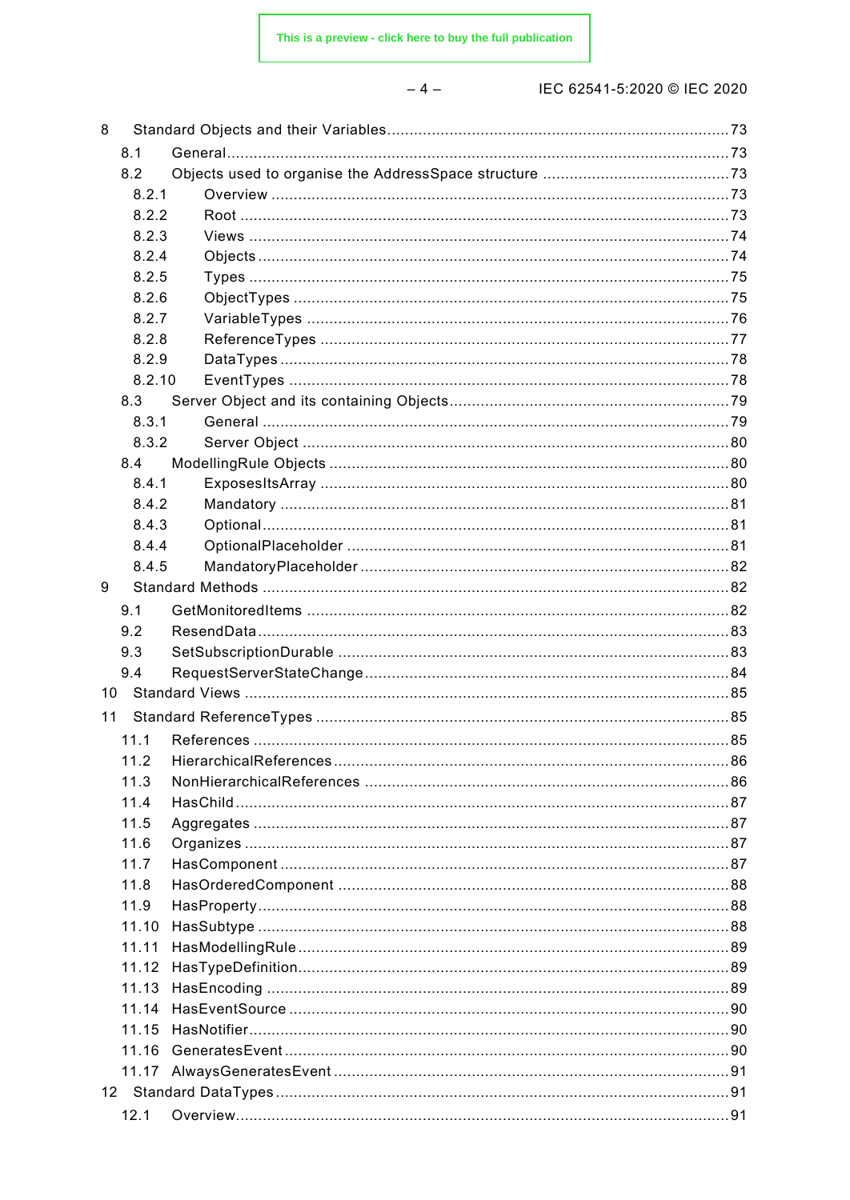8 Standard Objects and their Variables .......... 73

8.1 General .......... 73

8.2 Objects used to organise the AddressSpace structure .......... 73

8.2.1 Overview .......... 73

8.2.2 Root .......... 73

8.2.3 Views .......... 74

8.2.4 Objects .......... 74

8.2.5 Types .......... 75

8.2.6 ObjectTypes .......... 75

8.2.7 VariableTypes .......... 76

8.2.8 ReferenceTypes .......... 77

8.2.9 DataTypes .......... 78

8.2.10 EventTypes .......... 78

8.3 Server Object and its containing Objects .......... 79

8.3.1 General .......... 79

8.3.2 Server Object .......... 80

8.4 ModellingRule Objects .......... 80

8.4.1 ExposesItsArray .......... 80

8.4.2 Mandatory .......... 81

8.4.3 Optional .......... 81

8.4.4 OptionalPlaceholder .......... 81

8.4.5 MandatoryPlaceholder .......... 82

9 Standard Methods .......... 82

9.1 GetMonitoredItems .......... 82

9.2 ResendData .......... 83

9.3 SetSubscriptionDurable .......... 83

9.4 RequestServerStateChange .......... 84

10 Standard Views .......... 85

11 Standard ReferenceTypes .......... 85

11.1 References .......... 85

11.2 HierarchicalReferences .......... 86

11.3 NonHierarchicalReferences .......... 86

11.4 HasChild .......... 87

11.5 Aggregates .......... 87

11.6 Organizes .......... 87

11.7 HasComponent .......... 87

11.8 HasOrderedComponent .......... 88

11.9 HasProperty .......... 88

11.10 HasSubtype .......... 88

11.11 HasModellingRule .......... 89

11.12 HasTypeDefinition .......... 89

11.13 HasEncoding .......... 89

11.14 HasEventSource .......... 90

11.15 HasNotifier .......... 90

11.16 GeneratesEvent .......... 90

11.17 AlwaysGeneratesEvent .......... 91

12 Standard DataTypes .......... 91

12.1 Overview .......... 91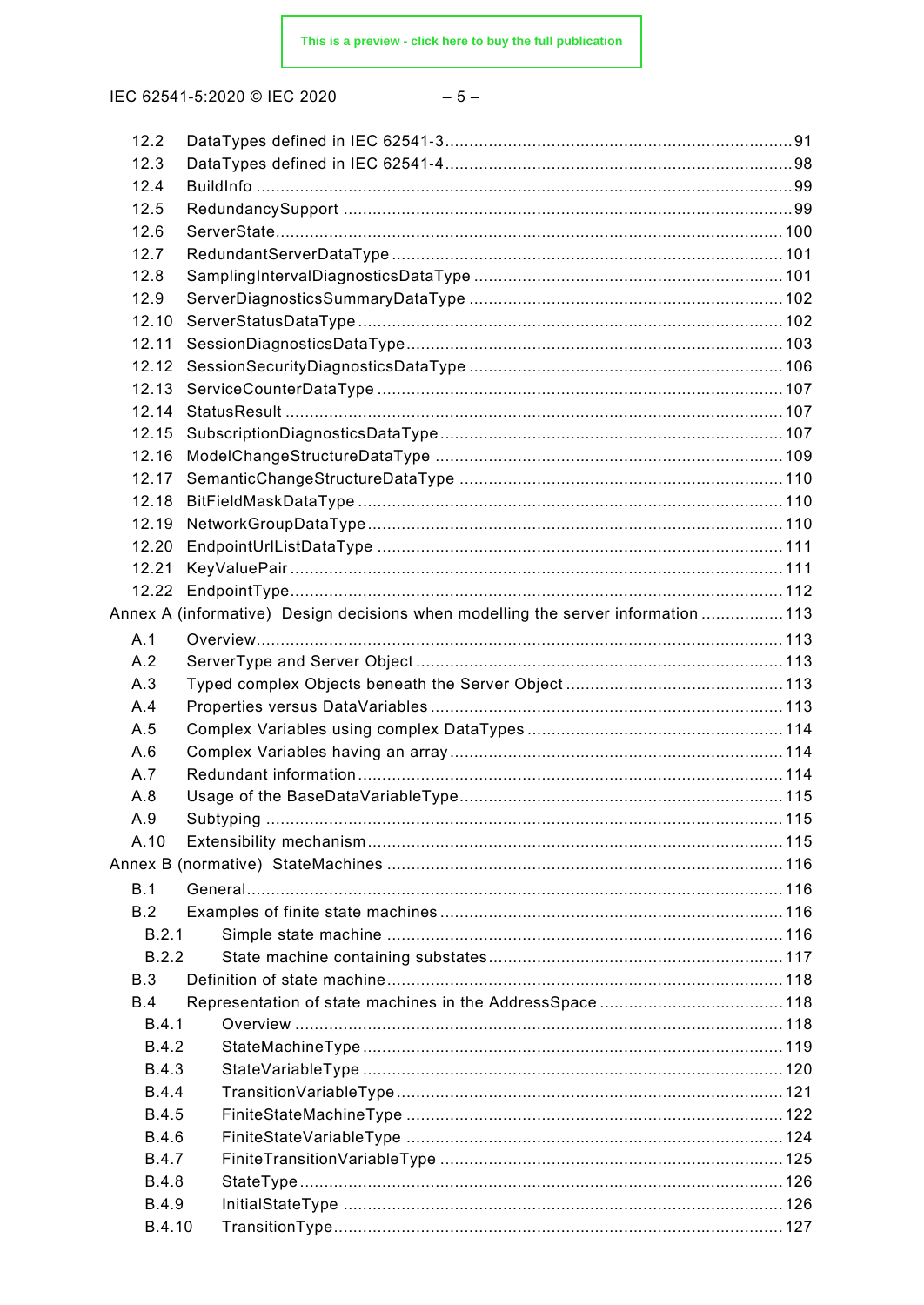12.2 DataTypes defined in IEC 62541-3 ... 91
12.3 DataTypes defined in IEC 62541-4 ... 98
12.4 BuildInfo ... 99
12.5 RedundancySupport ... 99
12.6 ServerState ... 100
12.7 RedundantServerDataType ... 101
12.8 SamplingIntervalDiagnosticsDataType ... 101
12.9 ServerDiagnosticsSummaryDataType ... 102
12.10 ServerStatusDataType ... 102
12.11 SessionDiagnosticsDataType ... 103
12.12 SessionSecurityDiagnosticsDataType ... 106
12.13 ServiceCounterDataType ... 107
12.14 StatusResult ... 107
12.15 SubscriptionDiagnosticsDataType ... 107
12.16 ModelChangeStructureDataType ... 109
12.17 SemanticChangeStructureDataType ... 110
12.18 BitFieldMaskDataType ... 110
12.19 NetworkGroupDataType ... 110
12.20 EndpointUrlListDataType ... 111
12.21 KeyValuePair ... 111
12.22 EndpointType ... 112

Annex A (informative) Design decisions when modelling the server information ... 113

A.1 Overview ... 113
A.2 ServerType and Server Object ... 113
A.3 Typed complex Objects beneath the Server Object ... 113
A.4 Properties versus DataVariables ... 113
A.5 Complex Variables using complex DataTypes ... 114
A.6 Complex Variables having an array ... 114
A.7 Redundant information ... 114
A.8 Usage of the BaseDataVariableType ... 115
A.9 Subtyping ... 115
A.10 Extensibility mechanism ... 115

Annex B (normative) StateMachines ... 116

B.1 General ... 116
B.2 Examples of finite state machines ... 116
B.2.1 Simple state machine ... 116
B.2.2 State machine containing substates ... 117
B.3 Definition of state machine ... 118
B.4 Representation of state machines in the AddressSpace ... 118
B.4.1 Overview ... 118
B.4.2 StateMachineType ... 119
B.4.3 StateVariableType ... 120
B.4.4 TransitionVariableType ... 121
B.4.5 FiniteStateMachineType ... 122
B.4.6 FiniteStateVariableType ... 124
B.4.7 FiniteTransitionVariableType ... 125
B.4.8 StateType ... 126
B.4.9 InitialStateType ... 126
B.4.10 TransitionType ... 127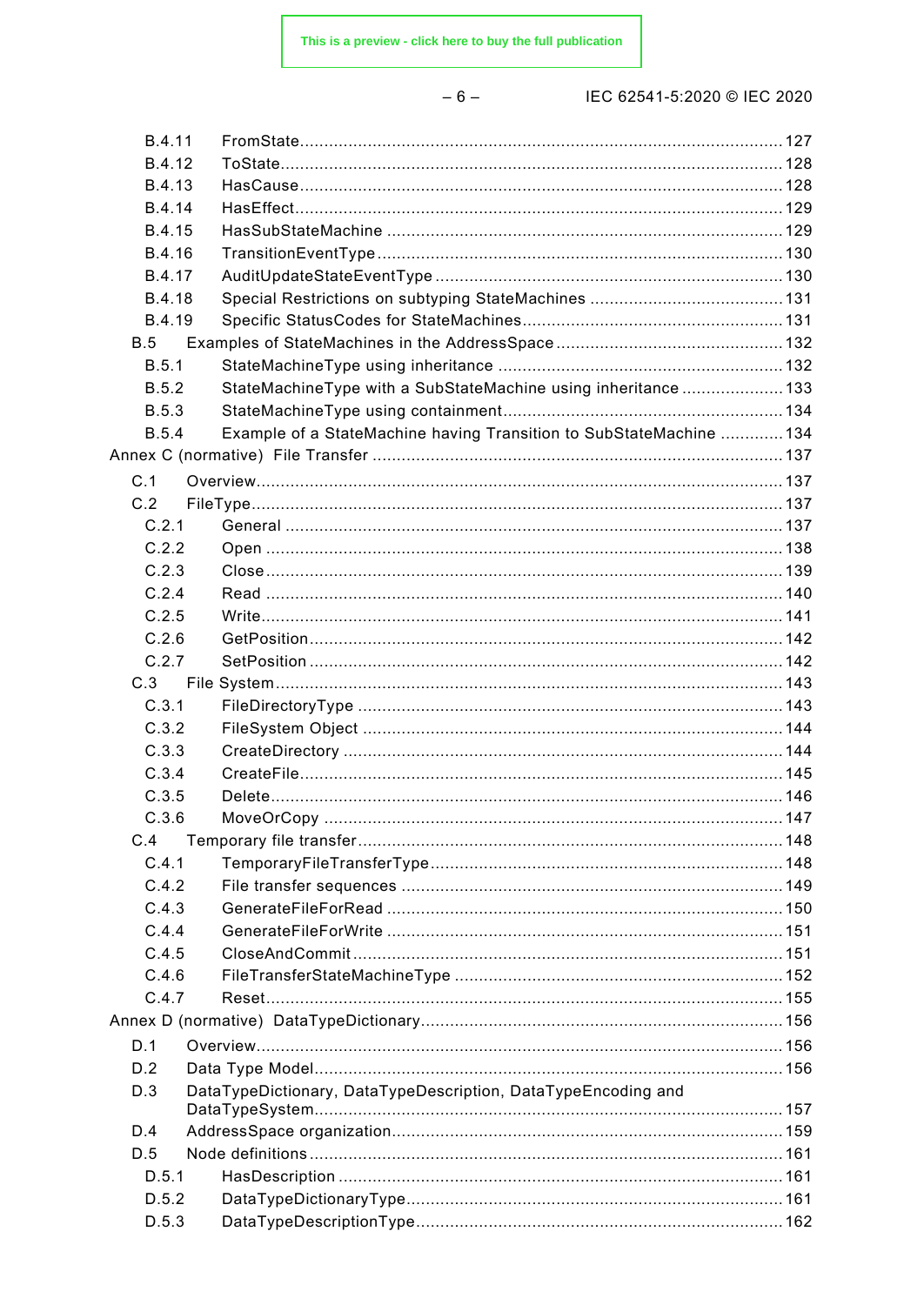B.4.11 FromState ........................................................................................... 127
B.4.12 ToState ............................................................................................... 128
B.4.13 HasCause ........................................................................................... 128
B.4.14 HasEffect ........................................................................................... 129
B.4.15 HasSubStateMachine ......................................................................... 129
B.4.16 TransitionEventType ........................................................................... 130
B.4.17 AuditUpdateStateEventType ............................................................... 130
B.4.18 Special Restrictions on subtyping StateMachines ................................ 131
B.4.19 Specific StatusCodes for StateMachines .............................................. 131
B.5 Examples of StateMachines in the AddressSpace ....................................... 132
B.5.1 StateMachineType using inheritance ................................................... 132
B.5.2 StateMachineType with a SubStateMachine using inheritance ............. 133
B.5.3 StateMachineType using containment ................................................. 134
B.5.4 Example of a StateMachine having Transition to SubStateMachine ..... 134
Annex C (normative) File Transfer ............................................................................ 137
C.1 Overview .................................................................................................... 137
C.2 FileType ..................................................................................................... 137
C.2.1 General .............................................................................................. 137
C.2.2 Open ................................................................................................. 138
C.2.3 Close ................................................................................................. 139
C.2.4 Read .................................................................................................. 140
C.2.5 Write .................................................................................................. 141
C.2.6 GetPosition ........................................................................................ 142
C.2.7 SetPosition ........................................................................................ 142
C.3 File System ................................................................................................ 143
C.3.1 FileDirectoryType ............................................................................... 143
C.3.2 FileSystem Object .............................................................................. 144
C.3.3 CreateDirectory .................................................................................. 144
C.3.4 CreateFile .......................................................................................... 145
C.3.5 Delete ................................................................................................ 146
C.3.6 MoveOrCopy ...................................................................................... 147
C.4 Temporary file transfer ............................................................................... 148
C.4.1 TemporaryFileTransferType ................................................................ 148
C.4.2 File transfer sequences ...................................................................... 149
C.4.3 GenerateFileForRead ......................................................................... 150
C.4.4 GenerateFileForWrite ......................................................................... 151
C.4.5 CloseAndCommit ................................................................................ 151
C.4.6 FileTransferStateMachineType ........................................................... 152
C.4.7 Reset ................................................................................................. 155
Annex D (normative) DataTypeDictionary .................................................................. 156
D.1 Overview .................................................................................................... 156
D.2 Data Type Model ........................................................................................ 156
D.3 DataTypeDictionary, DataTypeDescription, DataTypeEncoding and DataTypeSystem ............................................................................................... 157
D.4 AddressSpace organization ........................................................................ 159
D.5 Node definitions ......................................................................................... 161
D.5.1 HasDescription ................................................................................... 161
D.5.2 DataTypeDictionaryType ..................................................................... 161
D.5.3 DataTypeDescriptionType ................................................................... 162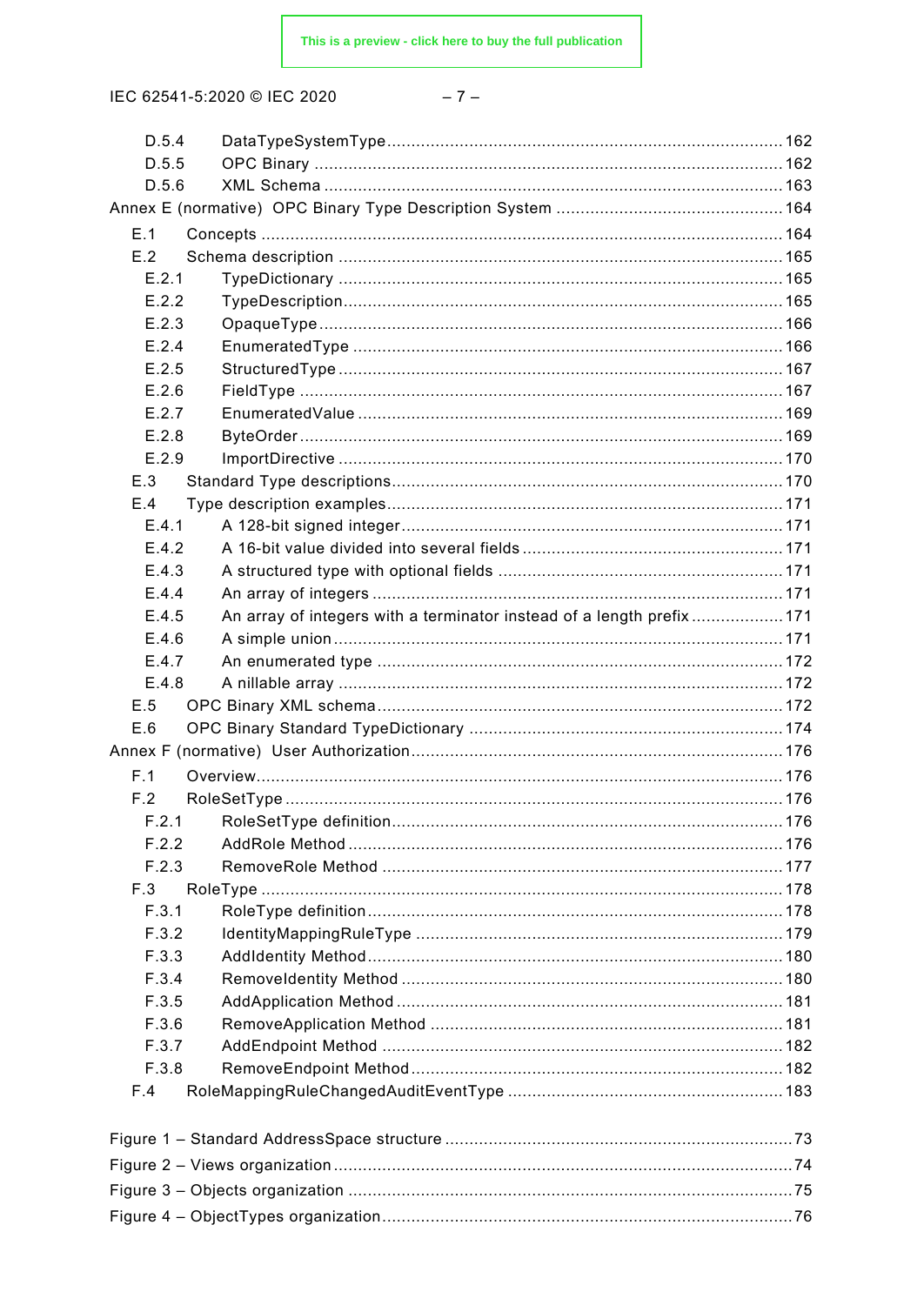D.5.4 DataTypeSystemType ..... 162
D.5.5 OPC Binary ..... 162
D.5.6 XML Schema ..... 163

Annex E (normative) OPC Binary Type Description System ..... 164

E.1 Concepts ..... 164
E.2 Schema description ..... 165
E.2.1 TypeDictionary ..... 165
E.2.2 TypeDescription ..... 165
E.2.3 OpaqueType ..... 166
E.2.4 EnumeratedType ..... 166
E.2.5 StructuredType ..... 167
E.2.6 FieldType ..... 167
E.2.7 EnumeratedValue ..... 169
E.2.8 ByteOrder ..... 169
E.2.9 ImportDirective ..... 170
E.3 Standard Type descriptions ..... 170
E.4 Type description examples ..... 171
E.4.1 A 128-bit signed integer ..... 171
E.4.2 A 16-bit value divided into several fields ..... 171
E.4.3 A structured type with optional fields ..... 171
E.4.4 An array of integers ..... 171
E.4.5 An array of integers with a terminator instead of a length prefix ..... 171
E.4.6 A simple union ..... 171
E.4.7 An enumerated type ..... 172
E.4.8 A nillable array ..... 172
E.5 OPC Binary XML schema ..... 172
E.6 OPC Binary Standard TypeDictionary ..... 174

Annex F (normative) User Authorization ..... 176

F.1 Overview ..... 176
F.2 RoleSetType ..... 176
F.2.1 RoleSetType definition ..... 176
F.2.2 AddRole Method ..... 176
F.2.3 RemoveRole Method ..... 177
F.3 RoleType ..... 178
F.3.1 RoleType definition ..... 178
F.3.2 IdentityMappingRuleType ..... 179
F.3.3 AddIdentity Method ..... 180
F.3.4 RemoveIdentity Method ..... 180
F.3.5 AddApplication Method ..... 181
F.3.6 RemoveApplication Method ..... 181
F.3.7 AddEndpoint Method ..... 182
F.3.8 RemoveEndpoint Method ..... 182
F.4 RoleMappingRuleChangedAuditEventType ..... 183

Figure 1 – Standard AddressSpace structure ..... 73
Figure 2 – Views organization ..... 74
Figure 3 – Objects organization ..... 75
Figure 4 – ObjectTypes organization ..... 76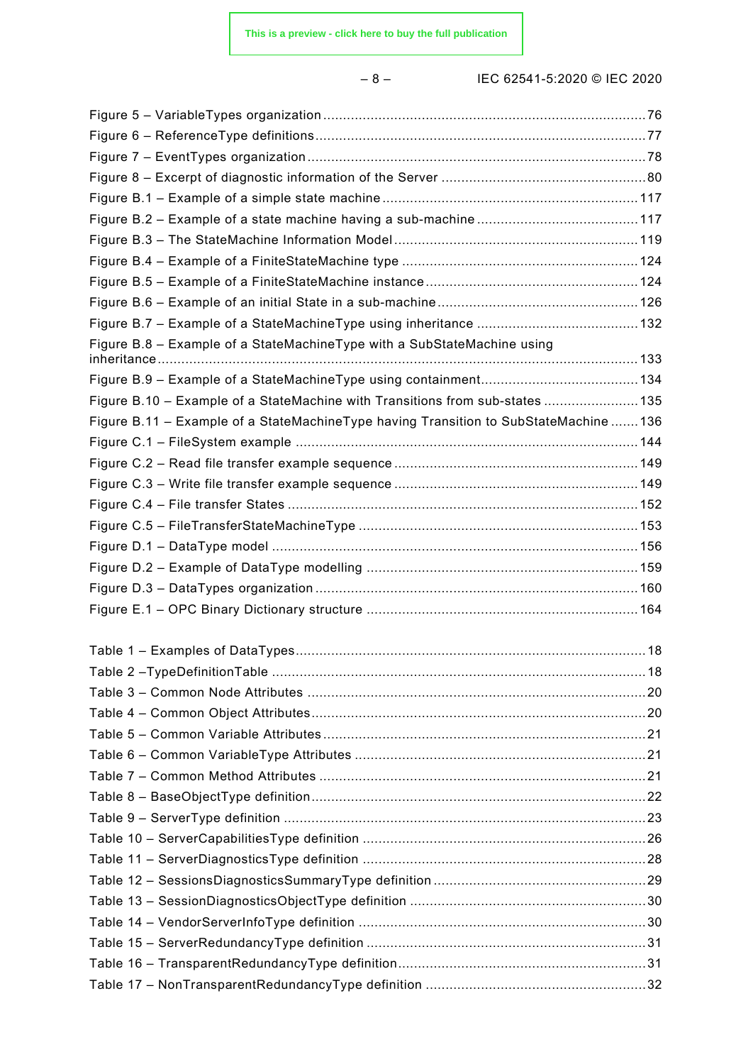Figure 5 – VariableTypes organization ..................................................................................76
Figure 6 – ReferenceType definitions ....................................................................................77
Figure 7 – EventTypes organization ......................................................................................78
Figure 8 – Excerpt of diagnostic information of the Server ....................................................80
Figure B.1 – Example of a simple state machine .................................................................117
Figure B.2 – Example of a state machine having a sub-machine .........................................117
Figure B.3 – The StateMachine Information Model ..............................................................119
Figure B.4 – Example of a FiniteStateMachine type ............................................................124
Figure B.5 – Example of a FiniteStateMachine instance ......................................................124
Figure B.6 – Example of an initial State in a sub-machine ...................................................126
Figure B.7 – Example of a StateMachineType using inheritance .........................................132
Figure B.8 – Example of a StateMachineType with a SubStateMachine using inheritance ........................................................................................................................133
Figure B.9 – Example of a StateMachineType using containment........................................134
Figure B.10 – Example of a StateMachine with Transitions from sub-states ........................135
Figure B.11 – Example of a StateMachineType having Transition to SubStateMachine .......136
Figure C.1 – FileSystem example .......................................................................................144
Figure C.2 – Read file transfer example sequence ..............................................................149
Figure C.3 – Write file transfer example sequence ..............................................................149
Figure C.4 – File transfer States .........................................................................................152
Figure C.5 – FileTransferStateMachineType .......................................................................153
Figure D.1 – DataType model .............................................................................................156
Figure D.2 – Example of DataType modelling .....................................................................159
Figure D.3 – DataTypes organization ..................................................................................160
Figure E.1 – OPC Binary Dictionary structure .....................................................................164

Table 1 – Examples of DataTypes.........................................................................................18
Table 2 –TypeDefinitionTable ...............................................................................................18
Table 3 – Common Node Attributes ......................................................................................20
Table 4 – Common Object Attributes.....................................................................................20
Table 5 – Common Variable Attributes ..................................................................................21
Table 6 – Common VariableType Attributes ..........................................................................21
Table 7 – Common Method Attributes ...................................................................................21
Table 8 – BaseObjectType definition.....................................................................................22
Table 9 – ServerType definition ............................................................................................23
Table 10 – ServerCapabilitiesType definition ........................................................................26
Table 11 – ServerDiagnosticsType definition ........................................................................28
Table 12 – SessionsDiagnosticsSummaryType definition ......................................................29
Table 13 – SessionDiagnosticsObjectType definition ............................................................30
Table 14 – VendorServerInfoType definition .........................................................................30
Table 15 – ServerRedundancyType definition .......................................................................31
Table 16 – TransparentRedundancyType definition ...............................................................31
Table 17 – NonTransparentRedundancyType definition ........................................................32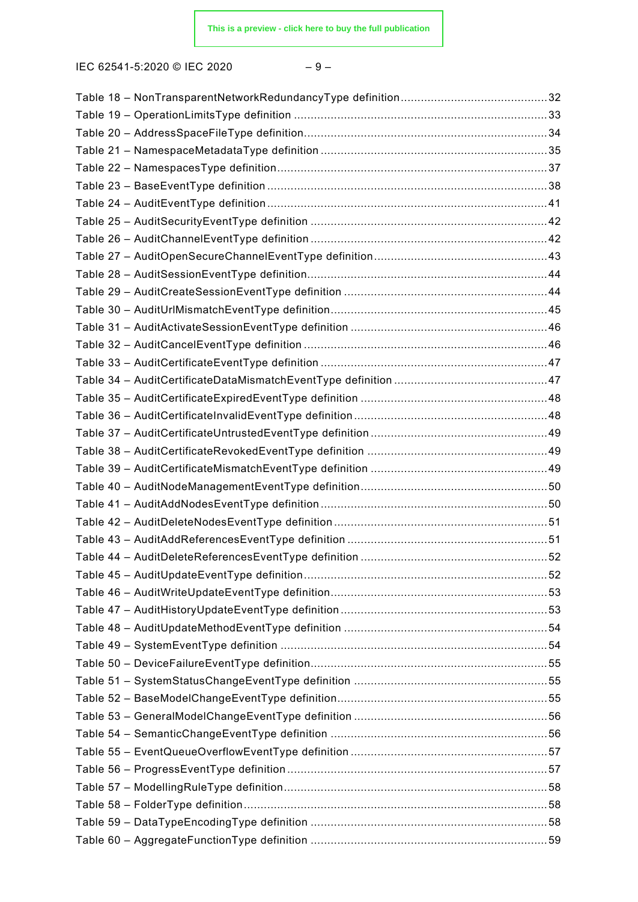Table 18 – NonTransparentNetworkRedundancyType definition ........................................... 32
Table 19 – OperationLimitsType definition ........................................... 33
Table 20 – AddressSpaceFileType definition ........................................... 34
Table 21 – NamespaceMetadataType definition ........................................... 35
Table 22 – NamespacesType definition ........................................... 37
Table 23 – BaseEventType definition ........................................... 38
Table 24 – AuditEventType definition ........................................... 41
Table 25 – AuditSecurityEventType definition ........................................... 42
Table 26 – AuditChannelEventType definition ........................................... 42
Table 27 – AuditOpenSecureChannelEventType definition ........................................... 43
Table 28 – AuditSessionEventType definition ........................................... 44
Table 29 – AuditCreateSessionEventType definition ........................................... 44
Table 30 – AuditUrlMismatchEventType definition ........................................... 45
Table 31 – AuditActivateSessionEventType definition ........................................... 46
Table 32 – AuditCancelEventType definition ........................................... 46
Table 33 – AuditCertificateEventType definition ........................................... 47
Table 34 – AuditCertificateDataMismatchEventType definition ........................................... 47
Table 35 – AuditCertificateExpiredEventType definition ........................................... 48
Table 36 – AuditCertificateInvalidEventType definition ........................................... 48
Table 37 – AuditCertificateUntrustedEventType definition ........................................... 49
Table 38 – AuditCertificateRevokedEventType definition ........................................... 49
Table 39 – AuditCertificateMismatchEventType definition ........................................... 49
Table 40 – AuditNodeManagementEventType definition ........................................... 50
Table 41 – AuditAddNodesEventType definition ........................................... 50
Table 42 – AuditDeleteNodesEventType definition ........................................... 51
Table 43 – AuditAddReferencesEventType definition ........................................... 51
Table 44 – AuditDeleteReferencesEventType definition ........................................... 52
Table 45 – AuditUpdateEventType definition ........................................... 52
Table 46 – AuditWriteUpdateEventType definition ........................................... 53
Table 47 – AuditHistoryUpdateEventType definition ........................................... 53
Table 48 – AuditUpdateMethodEventType definition ........................................... 54
Table 49 – SystemEventType definition ........................................... 54
Table 50 – DeviceFailureEventType definition ........................................... 55
Table 51 – SystemStatusChangeEventType definition ........................................... 55
Table 52 – BaseModelChangeEventType definition ........................................... 55
Table 53 – GeneralModelChangeEventType definition ........................................... 56
Table 54 – SemanticChangeEventType definition ........................................... 56
Table 55 – EventQueueOverflowEventType definition ........................................... 57
Table 56 – ProgressEventType definition ........................................... 57
Table 57 – ModellingRuleType definition ........................................... 58
Table 58 – FolderType definition ........................................... 58
Table 59 – DataTypeEncodingType definition ........................................... 58
Table 60 – AggregateFunctionType definition ........................................... 59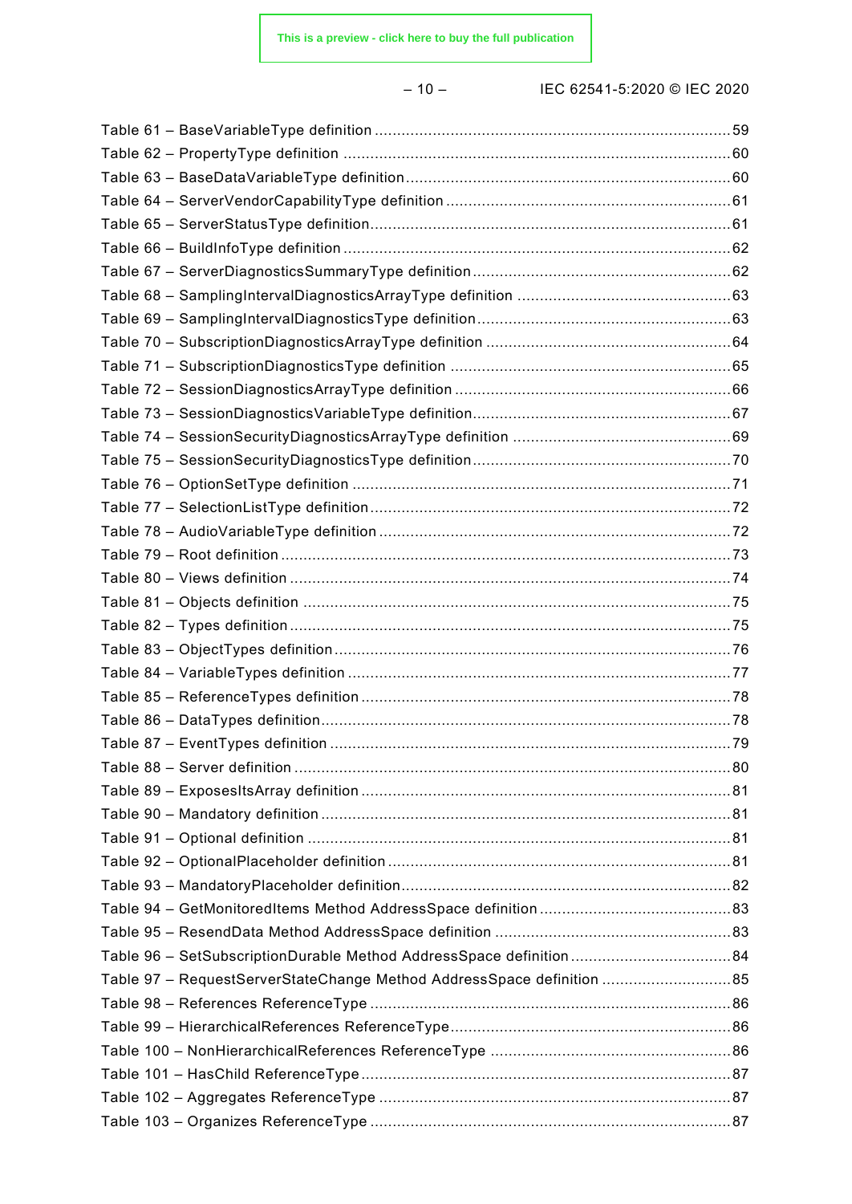Table 61 – BaseVariableType definition ................................................................................59
Table 62 – PropertyType definition ......................................................................................60
Table 63 – BaseDataVariableType definition........................................................................60
Table 64 – ServerVendorCapabilityType definition ...............................................................61
Table 65 – ServerStatusType definition................................................................................61
Table 66 – BuildInfoType definition .....................................................................................62
Table 67 – ServerDiagnosticsSummaryType definition .........................................................62
Table 68 – SamplingIntervalDiagnosticsArrayType definition ...............................................63
Table 69 – SamplingIntervalDiagnosticsType definition........................................................63
Table 70 – SubscriptionDiagnosticsArrayType definition ......................................................64
Table 71 – SubscriptionDiagnosticsType definition ..............................................................65
Table 72 – SessionDiagnosticsArrayType definition .............................................................66
Table 73 – SessionDiagnosticsVariableType definition.........................................................67
Table 74 – SessionSecurityDiagnosticsArrayType definition ................................................69
Table 75 – SessionSecurityDiagnosticsType definition.........................................................70
Table 76 – OptionSetType definition ...................................................................................71
Table 77 – SelectionListType definition................................................................................72
Table 78 – AudioVariableType definition ..............................................................................72
Table 79 – Root definition ...................................................................................................73
Table 80 – Views definition .................................................................................................74
Table 81 – Objects definition ..............................................................................................75
Table 82 – Types definition..................................................................................................75
Table 83 – ObjectTypes definition........................................................................................76
Table 84 – VariableTypes definition .....................................................................................77
Table 85 – ReferenceTypes definition ..................................................................................78
Table 86 – DataTypes definition...........................................................................................78
Table 87 – EventTypes definition ........................................................................................79
Table 88 – Server definition .................................................................................................80
Table 89 – ExposesItsArray definition ..................................................................................81
Table 90 – Mandatory definition ...........................................................................................81
Table 91 – Optional definition ..............................................................................................81
Table 92 – OptionalPlaceholder definition ............................................................................81
Table 93 – MandatoryPlaceholder definition.........................................................................82
Table 94 – GetMonitoredItems Method AddressSpace definition ..........................................83
Table 95 – ResendData Method AddressSpace definition ....................................................83
Table 96 – SetSubscriptionDurable Method AddressSpace definition ...................................84
Table 97 – RequestServerStateChange Method AddressSpace definition .............................85
Table 98 – References ReferenceType ................................................................................86
Table 99 – HierarchicalReferences ReferenceType..............................................................86
Table 100 – NonHierarchicalReferences ReferenceType .....................................................86
Table 101 – HasChild ReferenceType..................................................................................87
Table 102 – Aggregates ReferenceType ..............................................................................87
Table 103 – Organizes ReferenceType ................................................................................87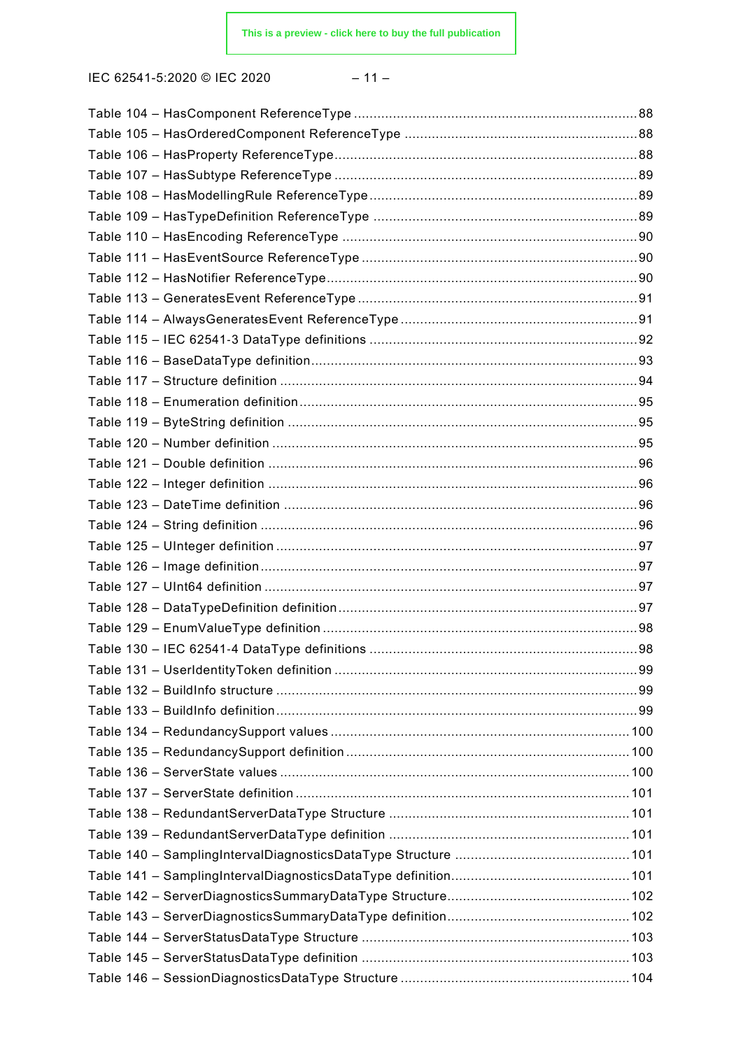Table 104 – HasComponent ReferenceType .......................................................................... 88
Table 105 – HasOrderedComponent ReferenceType ............................................................. 88
Table 106 – HasProperty ReferenceType ............................................................................. 88
Table 107 – HasSubtype ReferenceType .............................................................................. 89
Table 108 – HasModellingRule ReferenceType ..................................................................... 89
Table 109 – HasTypeDefinition ReferenceType ..................................................................... 89
Table 110 – HasEncoding ReferenceType ............................................................................ 90
Table 111 – HasEventSource ReferenceType ........................................................................ 90
Table 112 – HasNotifier ReferenceType ................................................................................ 90
Table 113 – GeneratesEvent ReferenceType ........................................................................ 91
Table 114 – AlwaysGeneratesEvent ReferenceType ............................................................. 91
Table 115 – IEC 62541-3 DataType definitions ..................................................................... 92
Table 116 – BaseDataType definition .................................................................................... 93
Table 117 – Structure definition ............................................................................................ 94
Table 118 – Enumeration definition ....................................................................................... 95
Table 119 – ByteString definition .......................................................................................... 95
Table 120 – Number definition .............................................................................................. 95
Table 121 – Double definition ............................................................................................... 96
Table 122 – Integer definition ............................................................................................... 96
Table 123 – DateTime definition ........................................................................................... 96
Table 124 – String definition ................................................................................................. 96
Table 125 – UInteger definition ............................................................................................. 97
Table 126 – Image definition ................................................................................................. 97
Table 127 – UInt64 definition ................................................................................................ 97
Table 128 – DataTypeDefinition definition ............................................................................ 97
Table 129 – EnumValueType definition ................................................................................. 98
Table 130 – IEC 62541-4 DataType definitions ..................................................................... 98
Table 131 – UserIdentityToken definition .............................................................................. 99
Table 132 – BuildInfo structure ............................................................................................. 99
Table 133 – BuildInfo definition ............................................................................................. 99
Table 134 – RedundancySupport values ............................................................................. 100
Table 135 – RedundancySupport definition ......................................................................... 100
Table 136 – ServerState values .......................................................................................... 100
Table 137 – ServerState definition ...................................................................................... 101
Table 138 – RedundantServerDataType Structure .............................................................. 101
Table 139 – RedundantServerDataType definition .............................................................. 101
Table 140 – SamplingIntervalDiagnosticsDataType Structure ............................................. 101
Table 141 – SamplingIntervalDiagnosticsDataType definition .............................................. 101
Table 142 – ServerDiagnosticsSummaryDataType Structure ............................................... 102
Table 143 – ServerDiagnosticsSummaryDataType definition ............................................... 102
Table 144 – ServerStatusDataType Structure ..................................................................... 103
Table 145 – ServerStatusDataType definition ..................................................................... 103
Table 146 – SessionDiagnosticsDataType Structure ........................................................... 104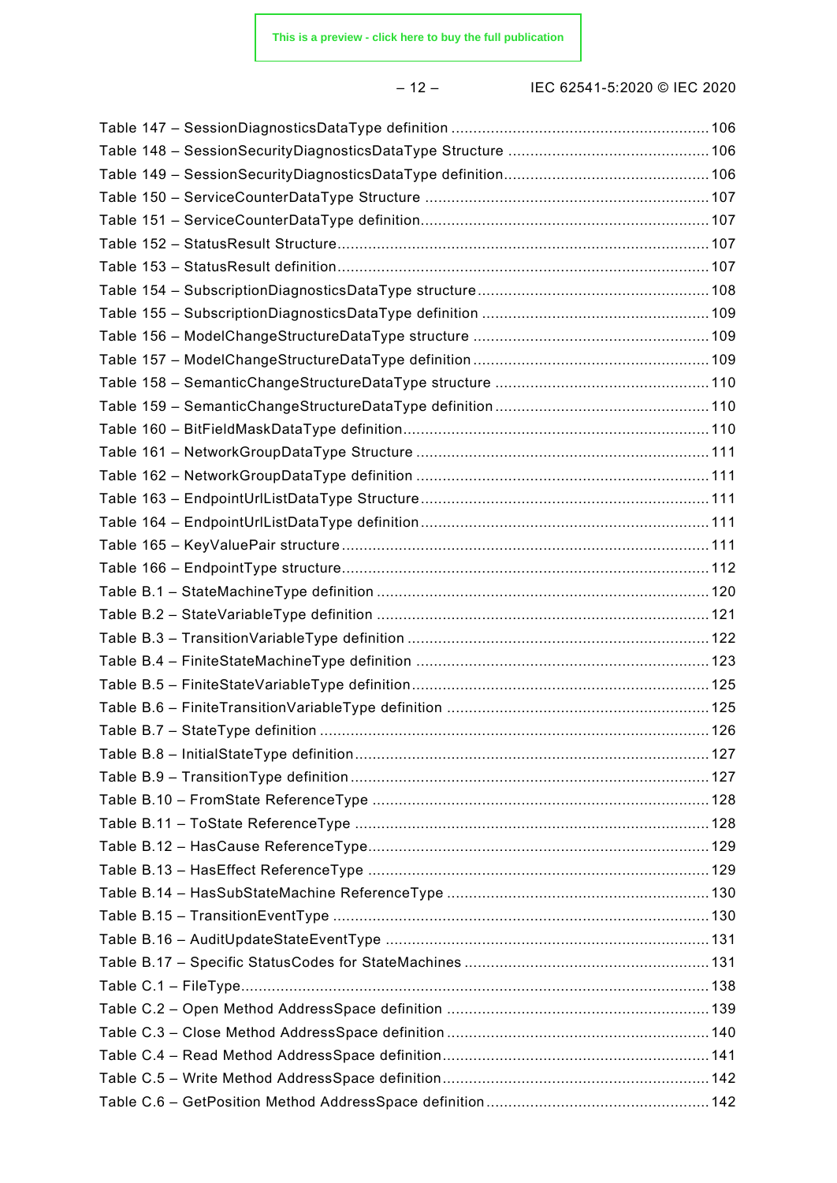Table 147 – SessionDiagnosticsDataType definition .......................................................... 106
Table 148 – SessionSecurityDiagnosticsDataType Structure ............................................. 106
Table 149 – SessionSecurityDiagnosticsDataType definition.............................................. 106
Table 150 – ServiceCounterDataType Structure ................................................................ 107
Table 151 – ServiceCounterDataType definition................................................................. 107
Table 152 – StatusResult Structure.................................................................................... 107
Table 153 – StatusResult definition.................................................................................... 107
Table 154 – SubscriptionDiagnosticsDataType structure.................................................... 108
Table 155 – SubscriptionDiagnosticsDataType definition ................................................... 109
Table 156 – ModelChangeStructureDataType structure ..................................................... 109
Table 157 – ModelChangeStructureDataType definition ..................................................... 109
Table 158 – SemanticChangeStructureDataType structure ................................................ 110
Table 159 – SemanticChangeStructureDataType definition ................................................ 110
Table 160 – BitFieldMaskDataType definition..................................................................... 110
Table 161 – NetworkGroupDataType Structure .................................................................. 111
Table 162 – NetworkGroupDataType definition .................................................................. 111
Table 163 – EndpointUrlListDataType Structure................................................................. 111
Table 164 – EndpointUrlListDataType definition................................................................. 111
Table 165 – KeyValuePair structure................................................................................... 111
Table 166 – EndpointType structure................................................................................... 112
Table B.1 – StateMachineType definition ........................................................................... 120
Table B.2 – StateVariableType definition ........................................................................... 121
Table B.3 – TransitionVariableType definition .................................................................... 122
Table B.4 – FiniteStateMachineType definition .................................................................. 123
Table B.5 – FiniteStateVariableType definition................................................................... 125
Table B.6 – FiniteTransitionVariableType definition ........................................................... 125
Table B.7 – StateType definition ........................................................................................ 126
Table B.8 – InitialStateType definition................................................................................ 127
Table B.9 – TransitionType definition................................................................................. 127
Table B.10 – FromState ReferenceType ............................................................................ 128
Table B.11 – ToState ReferenceType ................................................................................ 128
Table B.12 – HasCause ReferenceType............................................................................. 129
Table B.13 – HasEffect ReferenceType ............................................................................. 129
Table B.14 – HasSubStateMachine ReferenceType ........................................................... 130
Table B.15 – TransitionEventType ..................................................................................... 130
Table B.16 – AuditUpdateStateEventType ......................................................................... 131
Table B.17 – Specific StatusCodes for StateMachines ........................................................ 131
Table C.1 – FileType.......................................................................................................... 138
Table C.2 – Open Method AddressSpace definition ............................................................ 139
Table C.3 – Close Method AddressSpace definition............................................................ 140
Table C.4 – Read Method AddressSpace definition............................................................. 141
Table C.5 – Write Method AddressSpace definition............................................................. 142
Table C.6 – GetPosition Method AddressSpace definition................................................... 142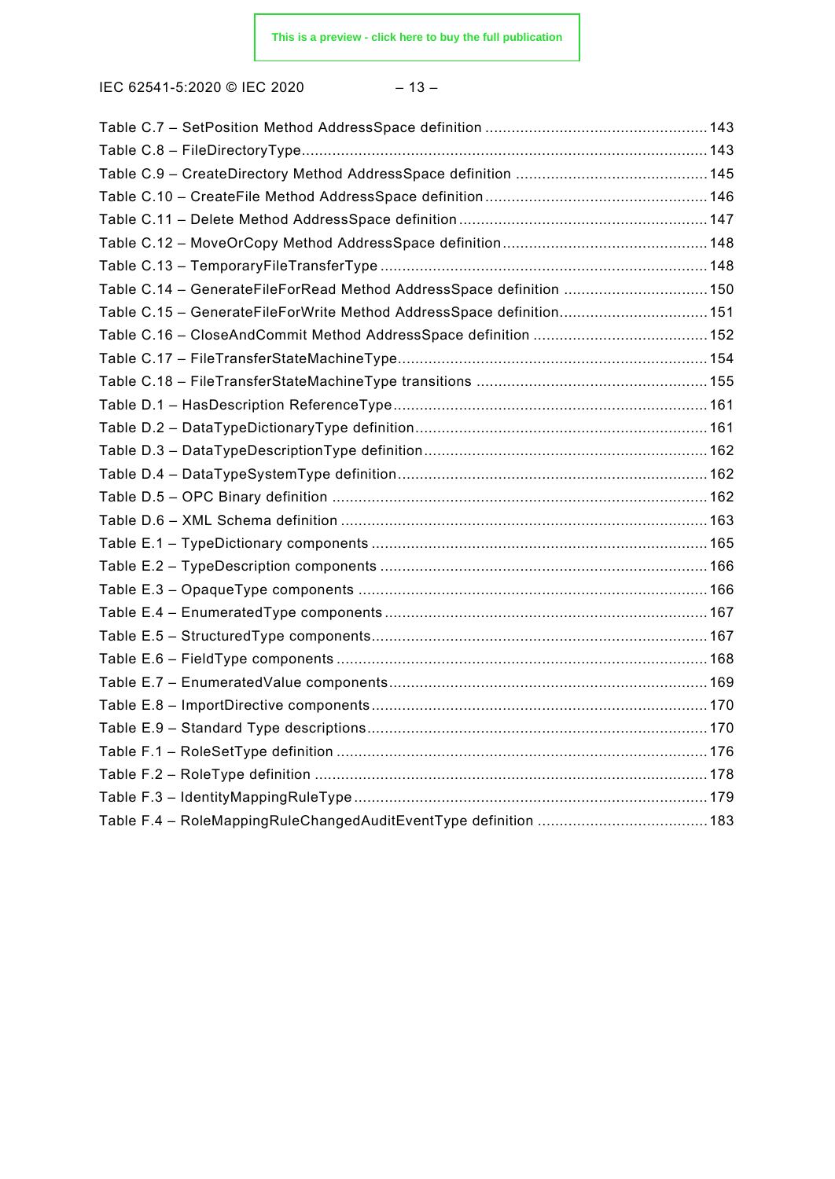Table C.7 – SetPosition Method AddressSpace definition .................................................. 143
Table C.8 – FileDirectoryType........................................................................................... 143
Table C.9 – CreateDirectory Method AddressSpace definition ........................................... 145
Table C.10 – CreateFile Method AddressSpace definition .................................................. 146
Table C.11 – Delete Method AddressSpace definition ........................................................ 147
Table C.12 – MoveOrCopy Method AddressSpace definition .............................................. 148
Table C.13 – TemporaryFileTransferType .......................................................................... 148
Table C.14 – GenerateFileForRead Method AddressSpace definition ................................. 150
Table C.15 – GenerateFileForWrite Method AddressSpace definition.................................. 151
Table C.16 – CloseAndCommit Method AddressSpace definition ........................................ 152
Table C.17 – FileTransferStateMachineType...................................................................... 154
Table C.18 – FileTransferStateMachineType transitions ..................................................... 155
Table D.1 – HasDescription ReferenceType....................................................................... 161
Table D.2 – DataTypeDictionaryType definition.................................................................. 161
Table D.3 – DataTypeDescriptionType definition................................................................ 162
Table D.4 – DataTypeSystemType definition...................................................................... 162
Table D.5 – OPC Binary definition ..................................................................................... 162
Table D.6 – XML Schema definition ................................................................................... 163
Table E.1 – TypeDictionary components ............................................................................ 165
Table E.2 – TypeDescription components .......................................................................... 166
Table E.3 – OpaqueType components ............................................................................... 166
Table E.4 – EnumeratedType components ......................................................................... 167
Table E.5 – StructuredType components............................................................................ 167
Table E.6 – FieldType components .................................................................................... 168
Table E.7 – EnumeratedValue components ........................................................................ 169
Table E.8 – ImportDirective components............................................................................ 170
Table E.9 – Standard Type descriptions............................................................................. 170
Table F.1 – RoleSetType definition .................................................................................... 176
Table F.2 – RoleType definition ......................................................................................... 178
Table F.3 – IdentityMappingRuleType................................................................................ 179
Table F.4 – RoleMappingRuleChangedAuditEventType definition ....................................... 183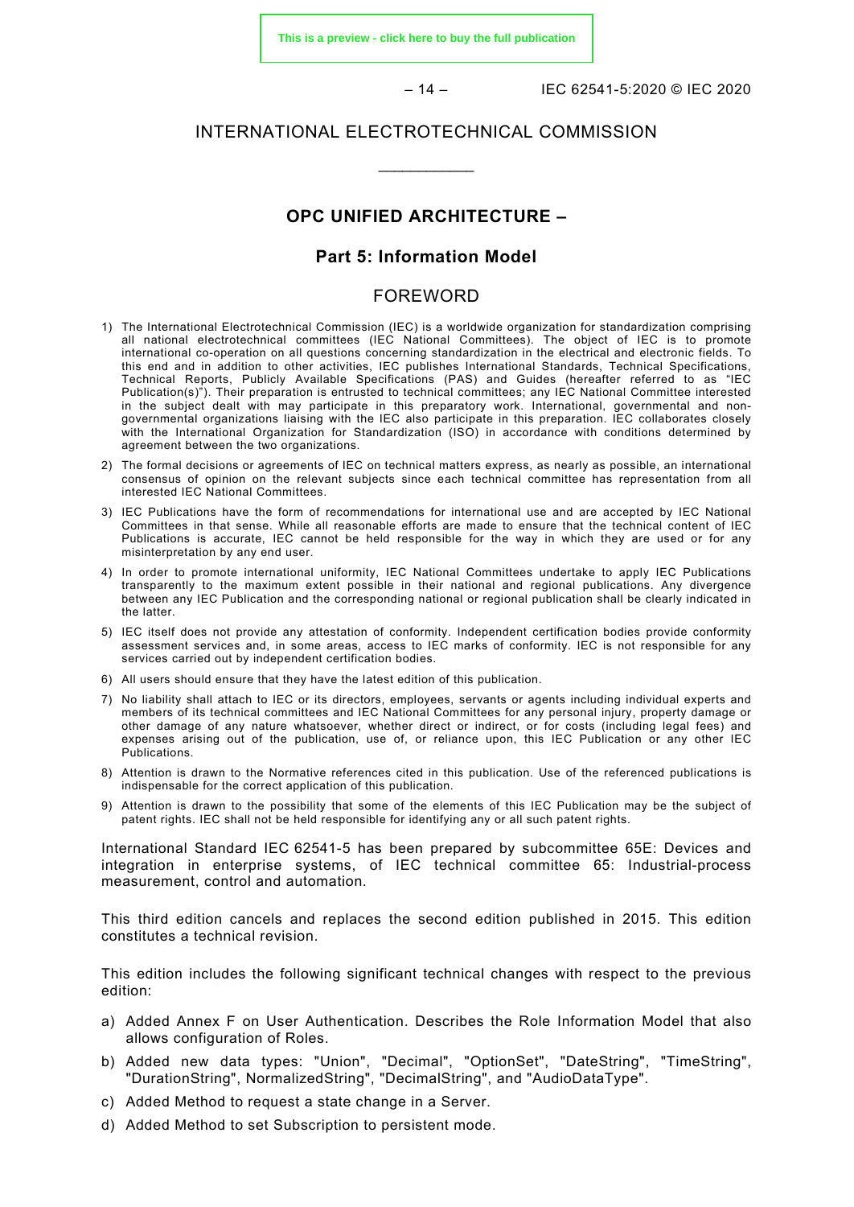# INTERNATIONAL ELECTROTECHNICAL COMMISSION

___________

## OPC UNIFIED ARCHITECTURE –

### Part 5: Information Model

## FOREWORD

1) The International Electrotechnical Commission (IEC) is a worldwide organization for standardization comprising all national electrotechnical committees (IEC National Committees). The object of IEC is to promote international co-operation on all questions concerning standardization in the electrical and electronic fields. To this end and in addition to other activities, IEC publishes International Standards, Technical Specifications, Technical Reports, Publicly Available Specifications (PAS) and Guides (hereafter referred to as "IEC Publication(s)"). Their preparation is entrusted to technical committees; any IEC National Committee interested in the subject dealt with may participate in this preparatory work. International, governmental and non-governmental organizations liaising with the IEC also participate in this preparation. IEC collaborates closely with the International Organization for Standardization (ISO) in accordance with conditions determined by agreement between the two organizations.
2) The formal decisions or agreements of IEC on technical matters express, as nearly as possible, an international consensus of opinion on the relevant subjects since each technical committee has representation from all interested IEC National Committees.
3) IEC Publications have the form of recommendations for international use and are accepted by IEC National Committees in that sense. While all reasonable efforts are made to ensure that the technical content of IEC Publications is accurate, IEC cannot be held responsible for the way in which they are used or for any misinterpretation by any end user.
4) In order to promote international uniformity, IEC National Committees undertake to apply IEC Publications transparently to the maximum extent possible in their national and regional publications. Any divergence between any IEC Publication and the corresponding national or regional publication shall be clearly indicated in the latter.
5) IEC itself does not provide any attestation of conformity. Independent certification bodies provide conformity assessment services and, in some areas, access to IEC marks of conformity. IEC is not responsible for any services carried out by independent certification bodies.
6) All users should ensure that they have the latest edition of this publication.
7) No liability shall attach to IEC or its directors, employees, servants or agents including individual experts and members of its technical committees and IEC National Committees for any personal injury, property damage or other damage of any nature whatsoever, whether direct or indirect, or for costs (including legal fees) and expenses arising out of the publication, use of, or reliance upon, this IEC Publication or any other IEC Publications.
8) Attention is drawn to the Normative references cited in this publication. Use of the referenced publications is indispensable for the correct application of this publication.
9) Attention is drawn to the possibility that some of the elements of this IEC Publication may be the subject of patent rights. IEC shall not be held responsible for identifying any or all such patent rights.

International Standard IEC 62541-5 has been prepared by subcommittee 65E: Devices and integration in enterprise systems, of IEC technical committee 65: Industrial-process measurement, control and automation.

This third edition cancels and replaces the second edition published in 2015. This edition constitutes a technical revision.

This edition includes the following significant technical changes with respect to the previous edition:

a) Added Annex F on User Authentication. Describes the Role Information Model that also allows configuration of Roles.
b) Added new data types: "Union", "Decimal", "OptionSet", "DateString", "TimeString", "DurationString", NormalizedString", "DecimalString", and "AudioDataType".
c) Added Method to request a state change in a Server.
d) Added Method to set Subscription to persistent mode.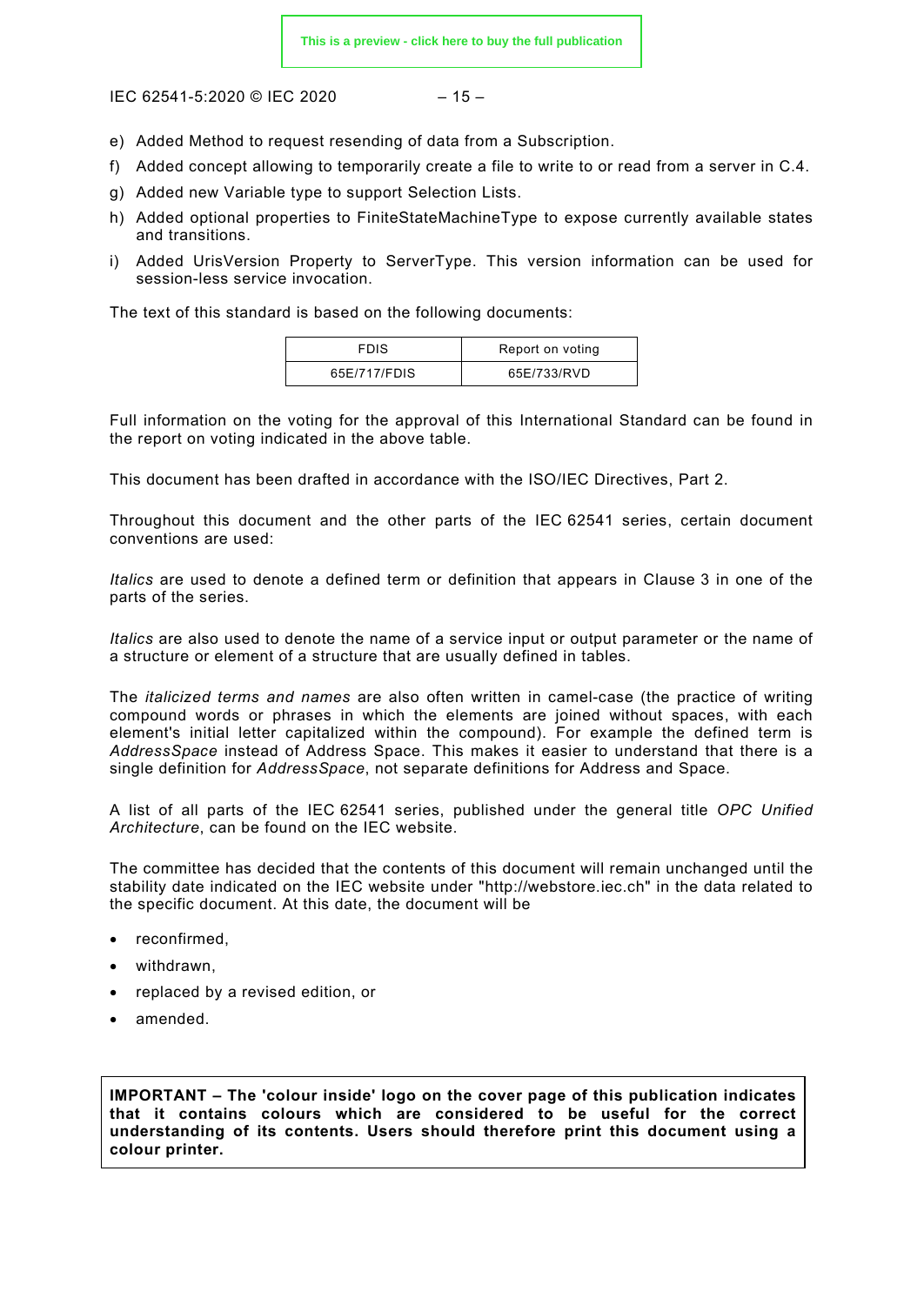e) Added Method to request resending of data from a Subscription.
f) Added concept allowing to temporarily create a file to write to or read from a server in C.4.
g) Added new Variable type to support Selection Lists.
h) Added optional properties to FiniteStateMachineType to expose currently available states and transitions.
i) Added UrisVersion Property to ServerType. This version information can be used for session-less service invocation.

The text of this standard is based on the following documents:

| FDIS | Report on voting |
|---|---|
| 65E/717/FDIS | 65E/733/RVD |

Full information on the voting for the approval of this International Standard can be found in the report on voting indicated in the above table.

This document has been drafted in accordance with the ISO/IEC Directives, Part 2.

Throughout this document and the other parts of the IEC 62541 series, certain document conventions are used:

*Italics* are used to denote a defined term or definition that appears in Clause 3 in one of the parts of the series.

*Italics* are also used to denote the name of a service input or output parameter or the name of a structure or element of a structure that are usually defined in tables.

The *italicized terms and names* are also often written in camel-case (the practice of writing compound words or phrases in which the elements are joined without spaces, with each element's initial letter capitalized within the compound). For example the defined term is *AddressSpace* instead of Address Space. This makes it easier to understand that there is a single definition for *AddressSpace*, not separate definitions for Address and Space.

A list of all parts of the IEC 62541 series, published under the general title *OPC Unified Architecture*, can be found on the IEC website.

The committee has decided that the contents of this document will remain unchanged until the stability date indicated on the IEC website under "http://webstore.iec.ch" in the data related to the specific document. At this date, the document will be

- reconfirmed,
- withdrawn,
- replaced by a revised edition, or
- amended.

**IMPORTANT – The 'colour inside' logo on the cover page of this publication indicates that it contains colours which are considered to be useful for the correct understanding of its contents. Users should therefore print this document using a colour printer.**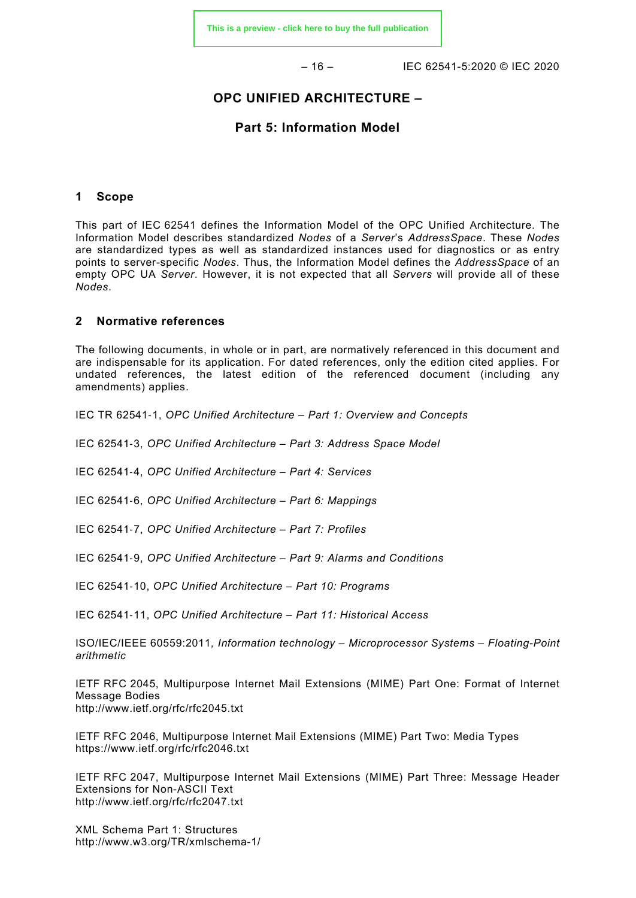# OPC UNIFIED ARCHITECTURE –

## Part 5: Information Model

### 1 Scope

This part of IEC 62541 defines the Information Model of the OPC Unified Architecture. The Information Model describes standardized *Nodes* of a *Server*'s *AddressSpace*. These *Nodes* are standardized types as well as standardized instances used for diagnostics or as entry points to server-specific *Nodes*. Thus, the Information Model defines the *AddressSpace* of an empty OPC UA *Server*. However, it is not expected that all *Servers* will provide all of these *Nodes*.

### 2 Normative references

The following documents, in whole or in part, are normatively referenced in this document and are indispensable for its application. For dated references, only the edition cited applies. For undated references, the latest edition of the referenced document (including any amendments) applies.

IEC TR 62541-1, *OPC Unified Architecture – Part 1: Overview and Concepts*

IEC 62541-3, *OPC Unified Architecture – Part 3: Address Space Model*

IEC 62541-4, *OPC Unified Architecture – Part 4: Services*

IEC 62541-6, *OPC Unified Architecture – Part 6: Mappings*

IEC 62541-7, *OPC Unified Architecture – Part 7: Profiles*

IEC 62541-9, *OPC Unified Architecture – Part 9: Alarms and Conditions*

IEC 62541-10, *OPC Unified Architecture – Part 10: Programs*

IEC 62541-11, *OPC Unified Architecture – Part 11: Historical Access*

ISO/IEC/IEEE 60559:2011*, Information technology – Microprocessor Systems – Floating-Point arithmetic*

IETF RFC 2045, Multipurpose Internet Mail Extensions (MIME) Part One: Format of Internet Message Bodies
http://www.ietf.org/rfc/rfc2045.txt

IETF RFC 2046, Multipurpose Internet Mail Extensions (MIME) Part Two: Media Types
https://www.ietf.org/rfc/rfc2046.txt

IETF RFC 2047, Multipurpose Internet Mail Extensions (MIME) Part Three: Message Header Extensions for Non-ASCII Text
http://www.ietf.org/rfc/rfc2047.txt

XML Schema Part 1: Structures
http://www.w3.org/TR/xmlschema-1/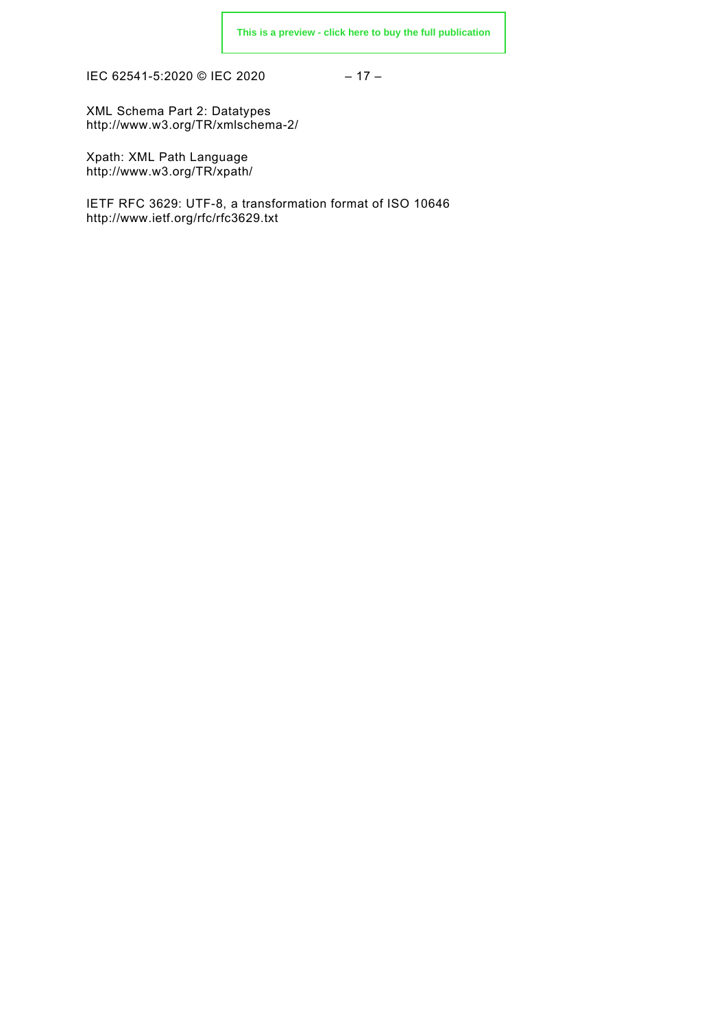XML Schema Part 2: Datatypes
http://www.w3.org/TR/xmlschema-2/

Xpath: XML Path Language
http://www.w3.org/TR/xpath/

IETF RFC 3629: UTF-8, a transformation format of ISO 10646
http://www.ietf.org/rfc/rfc3629.txt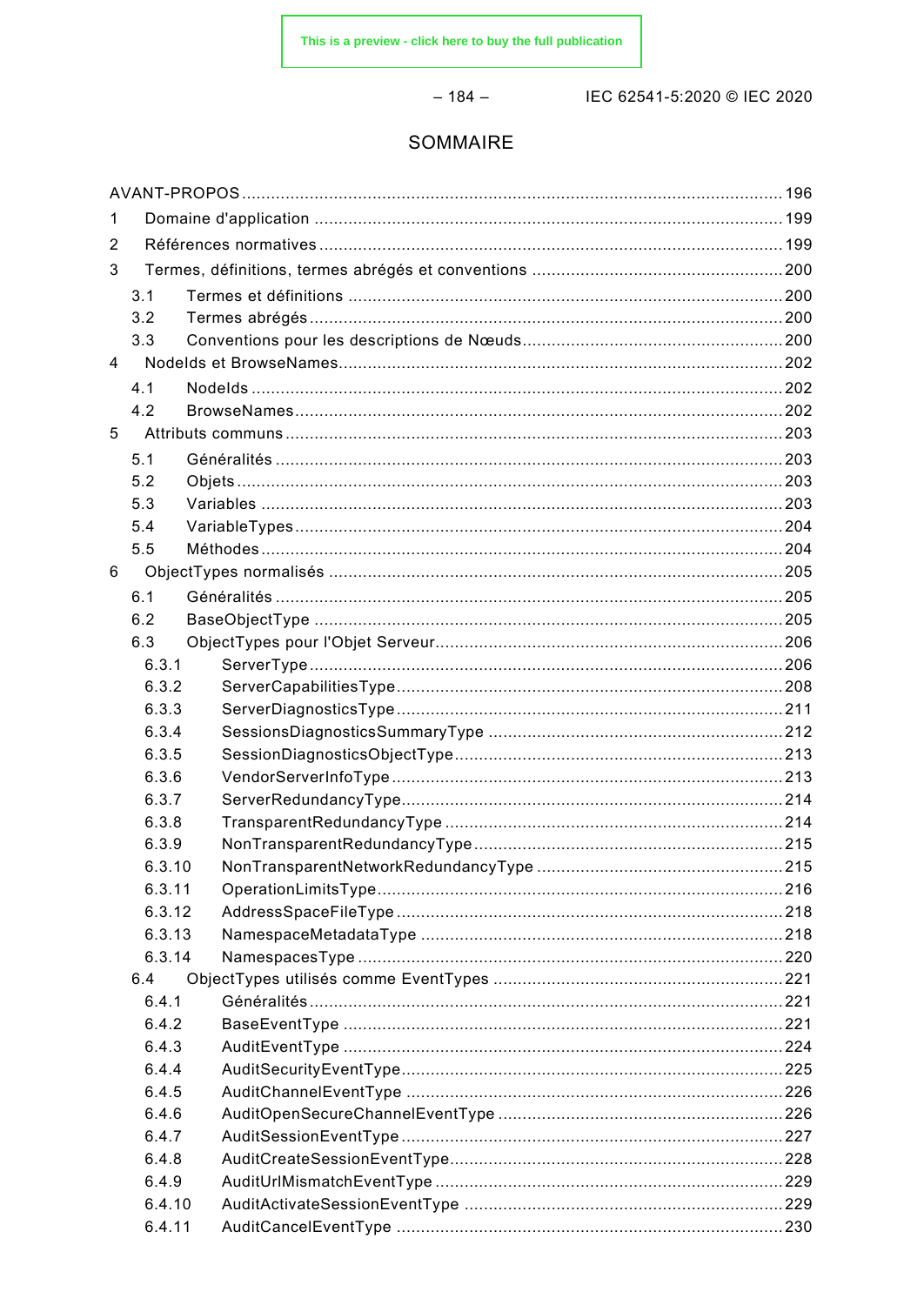# SOMMAIRE

AVANT-PROPOS ... 196

1 Domaine d'application ... 199

2 Références normatives ... 199

3 Termes, définitions, termes abrégés et conventions ... 200

- 3.1 Termes et définitions ... 200
- 3.2 Termes abrégés ... 200
- 3.3 Conventions pour les descriptions de Nœuds ... 200

4 NodeIds et BrowseNames ... 202

- 4.1 NodeIds ... 202
- 4.2 BrowseNames ... 202

5 Attributs communs ... 203

- 5.1 Généralités ... 203
- 5.2 Objets ... 203
- 5.3 Variables ... 203
- 5.4 VariableTypes ... 204
- 5.5 Méthodes ... 204

6 ObjectTypes normalisés ... 205

- 6.1 Généralités ... 205
- 6.2 BaseObjectType ... 205
- 6.3 ObjectTypes pour l'Objet Serveur ... 206
  - 6.3.1 ServerType ... 206
  - 6.3.2 ServerCapabilitiesType ... 208
  - 6.3.3 ServerDiagnosticsType ... 211
  - 6.3.4 SessionsDiagnosticsSummaryType ... 212
  - 6.3.5 SessionDiagnosticsObjectType ... 213
  - 6.3.6 VendorServerInfoType ... 213
  - 6.3.7 ServerRedundancyType ... 214
  - 6.3.8 TransparentRedundancyType ... 214
  - 6.3.9 NonTransparentRedundancyType ... 215
  - 6.3.10 NonTransparentNetworkRedundancyType ... 215
  - 6.3.11 OperationLimitsType ... 216
  - 6.3.12 AddressSpaceFileType ... 218
  - 6.3.13 NamespaceMetadataType ... 218
  - 6.3.14 NamespacesType ... 220
- 6.4 ObjectTypes utilisés comme EventTypes ... 221
  - 6.4.1 Généralités ... 221
  - 6.4.2 BaseEventType ... 221
  - 6.4.3 AuditEventType ... 224
  - 6.4.4 AuditSecurityEventType ... 225
  - 6.4.5 AuditChannelEventType ... 226
  - 6.4.6 AuditOpenSecureChannelEventType ... 226
  - 6.4.7 AuditSessionEventType ... 227
  - 6.4.8 AuditCreateSessionEventType ... 228
  - 6.4.9 AuditUrlMismatchEventType ... 229
  - 6.4.10 AuditActivateSessionEventType ... 229
  - 6.4.11 AuditCancelEventType ... 230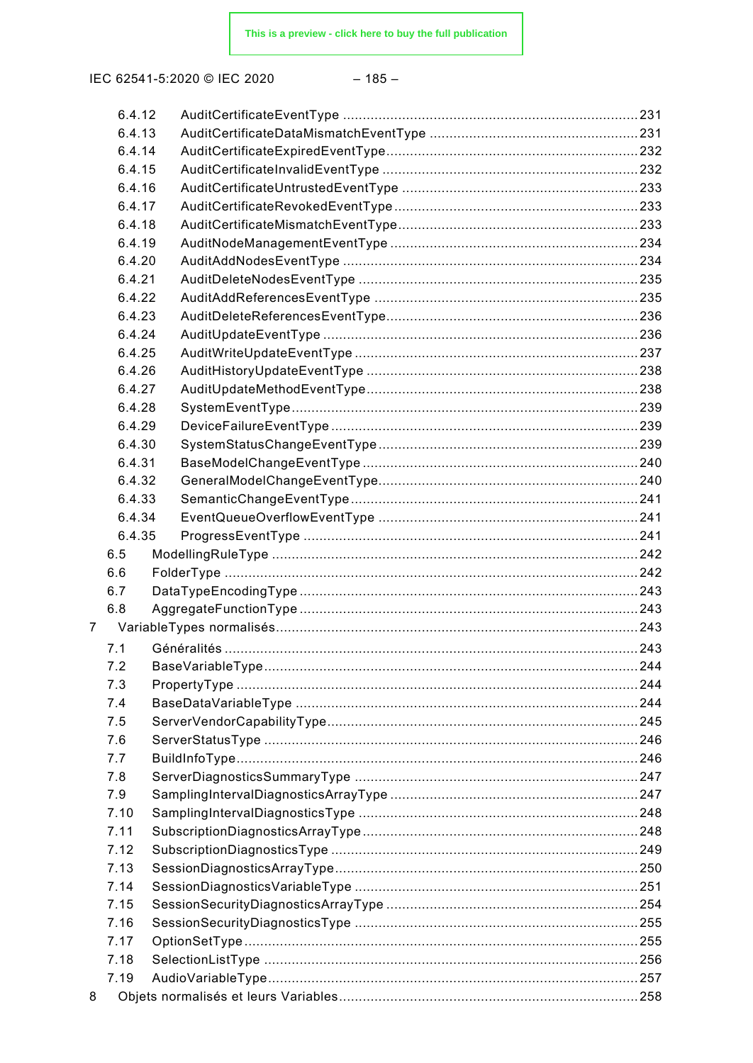6.4.12 AuditCertificateEventType ... 231
6.4.13 AuditCertificateDataMismatchEventType ... 231
6.4.14 AuditCertificateExpiredEventType ... 232
6.4.15 AuditCertificateInvalidEventType ... 232
6.4.16 AuditCertificateUntrustedEventType ... 233
6.4.17 AuditCertificateRevokedEventType ... 233
6.4.18 AuditCertificateMismatchEventType ... 233
6.4.19 AuditNodeManagementEventType ... 234
6.4.20 AuditAddNodesEventType ... 234
6.4.21 AuditDeleteNodesEventType ... 235
6.4.22 AuditAddReferencesEventType ... 235
6.4.23 AuditDeleteReferencesEventType ... 236
6.4.24 AuditUpdateEventType ... 236
6.4.25 AuditWriteUpdateEventType ... 237
6.4.26 AuditHistoryUpdateEventType ... 238
6.4.27 AuditUpdateMethodEventType ... 238
6.4.28 SystemEventType ... 239
6.4.29 DeviceFailureEventType ... 239
6.4.30 SystemStatusChangeEventType ... 239
6.4.31 BaseModelChangeEventType ... 240
6.4.32 GeneralModelChangeEventType ... 240
6.4.33 SemanticChangeEventType ... 241
6.4.34 EventQueueOverflowEventType ... 241
6.4.35 ProgressEventType ... 241
6.5 ModellingRuleType ... 242
6.6 FolderType ... 242
6.7 DataTypeEncodingType ... 243
6.8 AggregateFunctionType ... 243
7 VariableTypes normalisés ... 243
7.1 Généralités ... 243
7.2 BaseVariableType ... 244
7.3 PropertyType ... 244
7.4 BaseDataVariableType ... 244
7.5 ServerVendorCapabilityType ... 245
7.6 ServerStatusType ... 246
7.7 BuildInfoType ... 246
7.8 ServerDiagnosticsSummaryType ... 247
7.9 SamplingIntervalDiagnosticsArrayType ... 247
7.10 SamplingIntervalDiagnosticsType ... 248
7.11 SubscriptionDiagnosticsArrayType ... 248
7.12 SubscriptionDiagnosticsType ... 249
7.13 SessionDiagnosticsArrayType ... 250
7.14 SessionDiagnosticsVariableType ... 251
7.15 SessionSecurityDiagnosticsArrayType ... 254
7.16 SessionSecurityDiagnosticsType ... 255
7.17 OptionSetType ... 255
7.18 SelectionListType ... 256
7.19 AudioVariableType ... 257
8 Objets normalisés et leurs Variables ... 258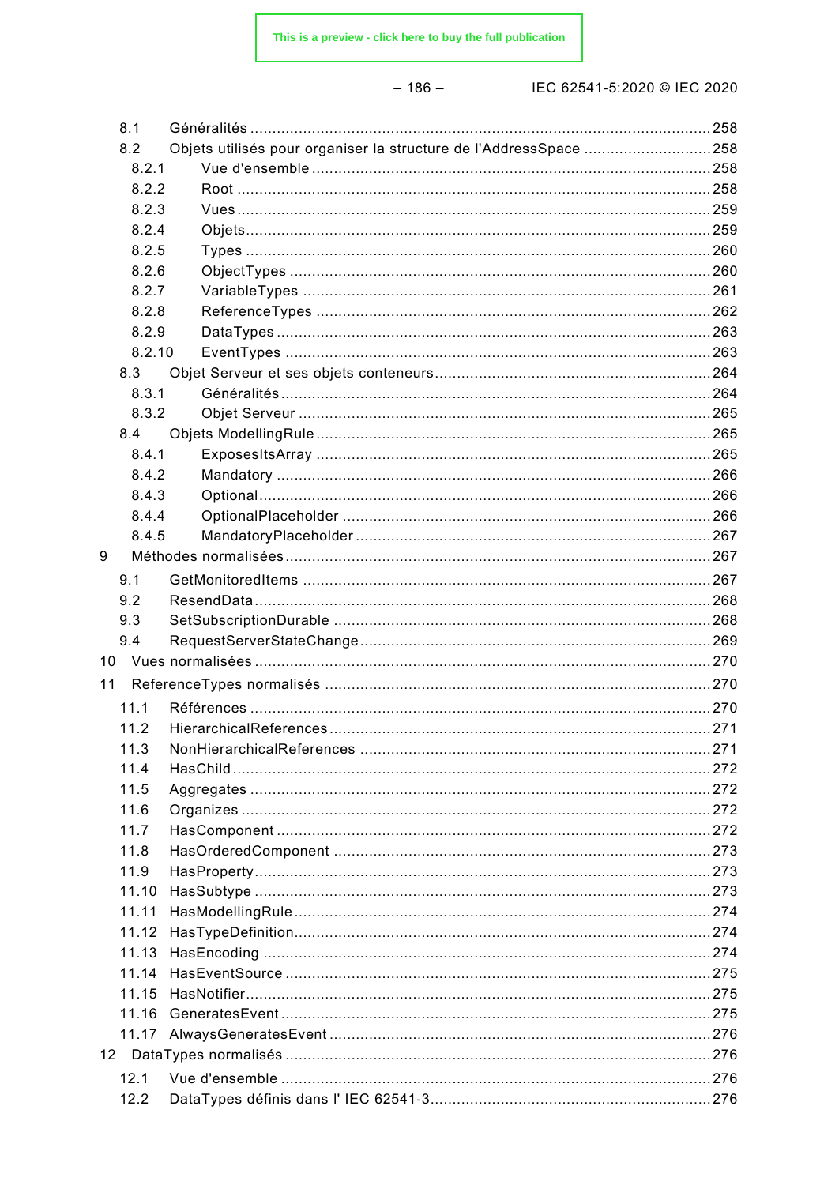8.1 Généralités ........................................................................................................ 258
8.2 Objets utilisés pour organiser la structure de l'AddressSpace ............................. 258
8.2.1 Vue d'ensemble .......................................................................................... 258
8.2.2 Root ........................................................................................................... 258
8.2.3 Vues ........................................................................................................... 259
8.2.4 Objets ......................................................................................................... 259
8.2.5 Types ......................................................................................................... 260
8.2.6 ObjectTypes ............................................................................................... 260
8.2.7 VariableTypes ............................................................................................ 261
8.2.8 ReferenceTypes ......................................................................................... 262
8.2.9 DataTypes ................................................................................................. 263
8.2.10 EventTypes ............................................................................................... 263
8.3 Objet Serveur et ses objets conteneurs ............................................................... 264
8.3.1 Généralités ................................................................................................. 264
8.3.2 Objet Serveur ............................................................................................. 265
8.4 Objets ModellingRule ......................................................................................... 265
8.4.1 ExposesItsArray ........................................................................................ 265
8.4.2 Mandatory ................................................................................................. 266
8.4.3 Optional ..................................................................................................... 266
8.4.4 OptionalPlaceholder ................................................................................... 266
8.4.5 MandatoryPlaceholder ................................................................................ 267
9 Méthodes normalisées ................................................................................................ 267
9.1 GetMonitoredItems ............................................................................................ 267
9.2 ResendData ....................................................................................................... 268
9.3 SetSubscriptionDurable ..................................................................................... 268
9.4 RequestServerStateChange ............................................................................... 269
10 Vues normalisées ....................................................................................................... 270
11 ReferenceTypes normalisés ....................................................................................... 270
11.1 Références ........................................................................................................ 270
11.2 HierarchicalReferences ...................................................................................... 271
11.3 NonHierarchicalReferences ............................................................................... 271
11.4 HasChild ............................................................................................................ 272
11.5 Aggregates ......................................................................................................... 272
11.6 Organizes .......................................................................................................... 272
11.7 HasComponent .................................................................................................. 272
11.8 HasOrderedComponent ..................................................................................... 273
11.9 HasProperty ....................................................................................................... 273
11.10 HasSubtype ....................................................................................................... 273
11.11 HasModellingRule .............................................................................................. 274
11.12 HasTypeDefinition .............................................................................................. 274
11.13 HasEncoding ..................................................................................................... 274
11.14 HasEventSource ................................................................................................ 275
11.15 HasNotifier ......................................................................................................... 275
11.16 GeneratesEvent ................................................................................................. 275
11.17 AlwaysGeneratesEvent ...................................................................................... 276
12 DataTypes normalisés ................................................................................................. 276
12.1 Vue d'ensemble .................................................................................................. 276
12.2 DataTypes définis dans l' IEC 62541-3 ................................................................ 276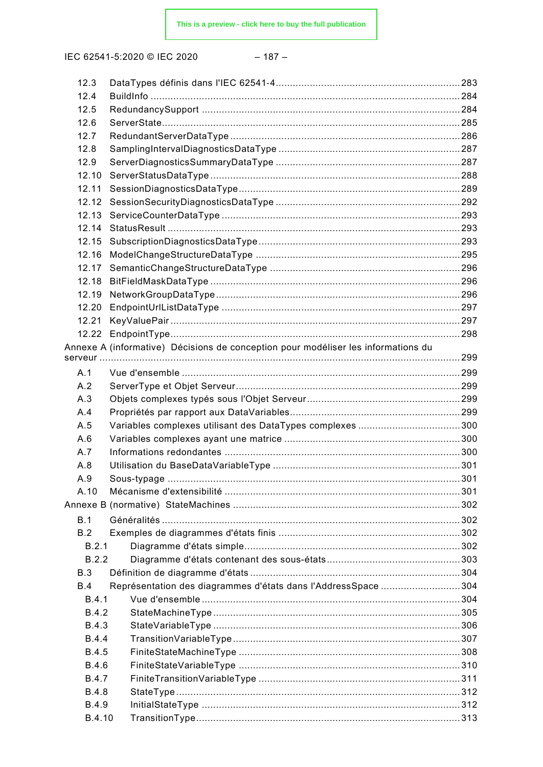12.3 DataTypes définis dans l'IEC 62541-4 ... 283
12.4 BuildInfo ... 284
12.5 RedundancySupport ... 284
12.6 ServerState ... 285
12.7 RedundantServerDataType ... 286
12.8 SamplingIntervalDiagnosticsDataType ... 287
12.9 ServerDiagnosticsSummaryDataType ... 287
12.10 ServerStatusDataType ... 288
12.11 SessionDiagnosticsDataType ... 289
12.12 SessionSecurityDiagnosticsDataType ... 292
12.13 ServiceCounterDataType ... 293
12.14 StatusResult ... 293
12.15 SubscriptionDiagnosticsDataType ... 293
12.16 ModelChangeStructureDataType ... 295
12.17 SemanticChangeStructureDataType ... 296
12.18 BitFieldMaskDataType ... 296
12.19 NetworkGroupDataType ... 296
12.20 EndpointUrlListDataType ... 297
12.21 KeyValuePair ... 297
12.22 EndpointType ... 298

Annexe A (informative) Décisions de conception pour modéliser les informations du serveur ... 299

A.1 Vue d'ensemble ... 299
A.2 ServerType et Objet Serveur ... 299
A.3 Objets complexes typés sous l'Objet Serveur ... 299
A.4 Propriétés par rapport aux DataVariables ... 299
A.5 Variables complexes utilisant des DataTypes complexes ... 300
A.6 Variables complexes ayant une matrice ... 300
A.7 Informations redondantes ... 300
A.8 Utilisation du BaseDataVariableType ... 301
A.9 Sous-typage ... 301
A.10 Mécanisme d'extensibilité ... 301

Annexe B (normative) StateMachines ... 302

B.1 Généralités ... 302
B.2 Exemples de diagrammes d'états finis ... 302
B.2.1 Diagramme d'états simple ... 302
B.2.2 Diagramme d'états contenant des sous-états ... 303
B.3 Définition de diagramme d'états ... 304
B.4 Représentation des diagrammes d'états dans l'AddressSpace ... 304
B.4.1 Vue d'ensemble ... 304
B.4.2 StateMachineType ... 305
B.4.3 StateVariableType ... 306
B.4.4 TransitionVariableType ... 307
B.4.5 FiniteStateMachineType ... 308
B.4.6 FiniteStateVariableType ... 310
B.4.7 FiniteTransitionVariableType ... 311
B.4.8 StateType ... 312
B.4.9 InitialStateType ... 312
B.4.10 TransitionType ... 313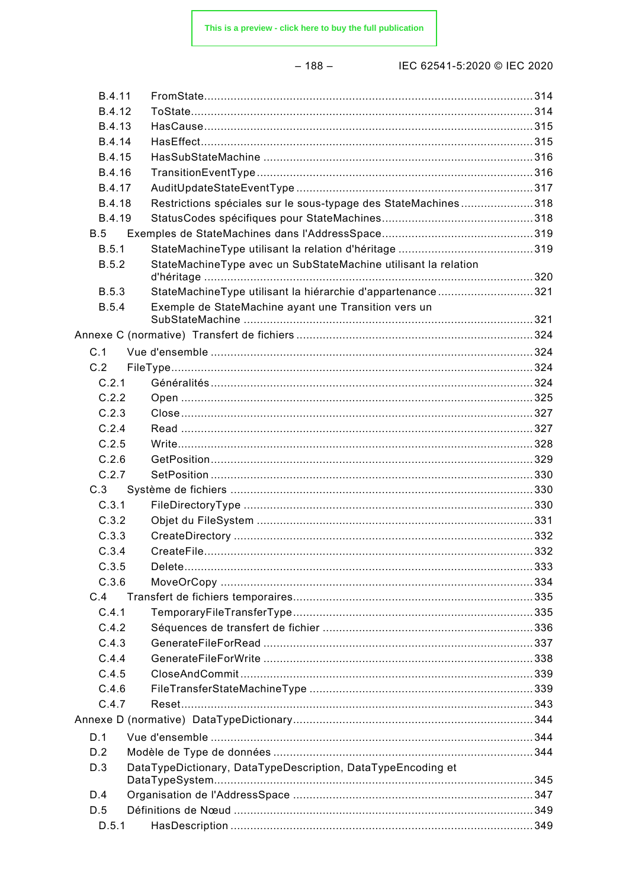B.4.11 FromState ... 314
B.4.12 ToState ... 314
B.4.13 HasCause ... 315
B.4.14 HasEffect ... 315
B.4.15 HasSubStateMachine ... 316
B.4.16 TransitionEventType ... 316
B.4.17 AuditUpdateStateEventType ... 317
B.4.18 Restrictions spéciales sur le sous-typage des StateMachines ... 318
B.4.19 StatusCodes spécifiques pour StateMachines ... 318
B.5 Exemples de StateMachines dans l'AddressSpace ... 319
B.5.1 StateMachineType utilisant la relation d'héritage ... 319
B.5.2 StateMachineType avec un SubStateMachine utilisant la relation d'héritage ... 320
B.5.3 StateMachineType utilisant la hiérarchie d'appartenance ... 321
B.5.4 Exemple de StateMachine ayant une Transition vers un SubStateMachine ... 321
Annexe C (normative) Transfert de fichiers ... 324
C.1 Vue d'ensemble ... 324
C.2 FileType ... 324
C.2.1 Généralités ... 324
C.2.2 Open ... 325
C.2.3 Close ... 327
C.2.4 Read ... 327
C.2.5 Write ... 328
C.2.6 GetPosition ... 329
C.2.7 SetPosition ... 330
C.3 Système de fichiers ... 330
C.3.1 FileDirectoryType ... 330
C.3.2 Objet du FileSystem ... 331
C.3.3 CreateDirectory ... 332
C.3.4 CreateFile ... 332
C.3.5 Delete ... 333
C.3.6 MoveOrCopy ... 334
C.4 Transfert de fichiers temporaires ... 335
C.4.1 TemporaryFileTransferType ... 335
C.4.2 Séquences de transfert de fichier ... 336
C.4.3 GenerateFileForRead ... 337
C.4.4 GenerateFileForWrite ... 338
C.4.5 CloseAndCommit ... 339
C.4.6 FileTransferStateMachineType ... 339
C.4.7 Reset ... 343
Annexe D (normative) DataTypeDictionary ... 344
D.1 Vue d'ensemble ... 344
D.2 Modèle de Type de données ... 344
D.3 DataTypeDictionary, DataTypeDescription, DataTypeEncoding et DataTypeSystem ... 345
D.4 Organisation de l'AddressSpace ... 347
D.5 Définitions de Nœud ... 349
D.5.1 HasDescription ... 349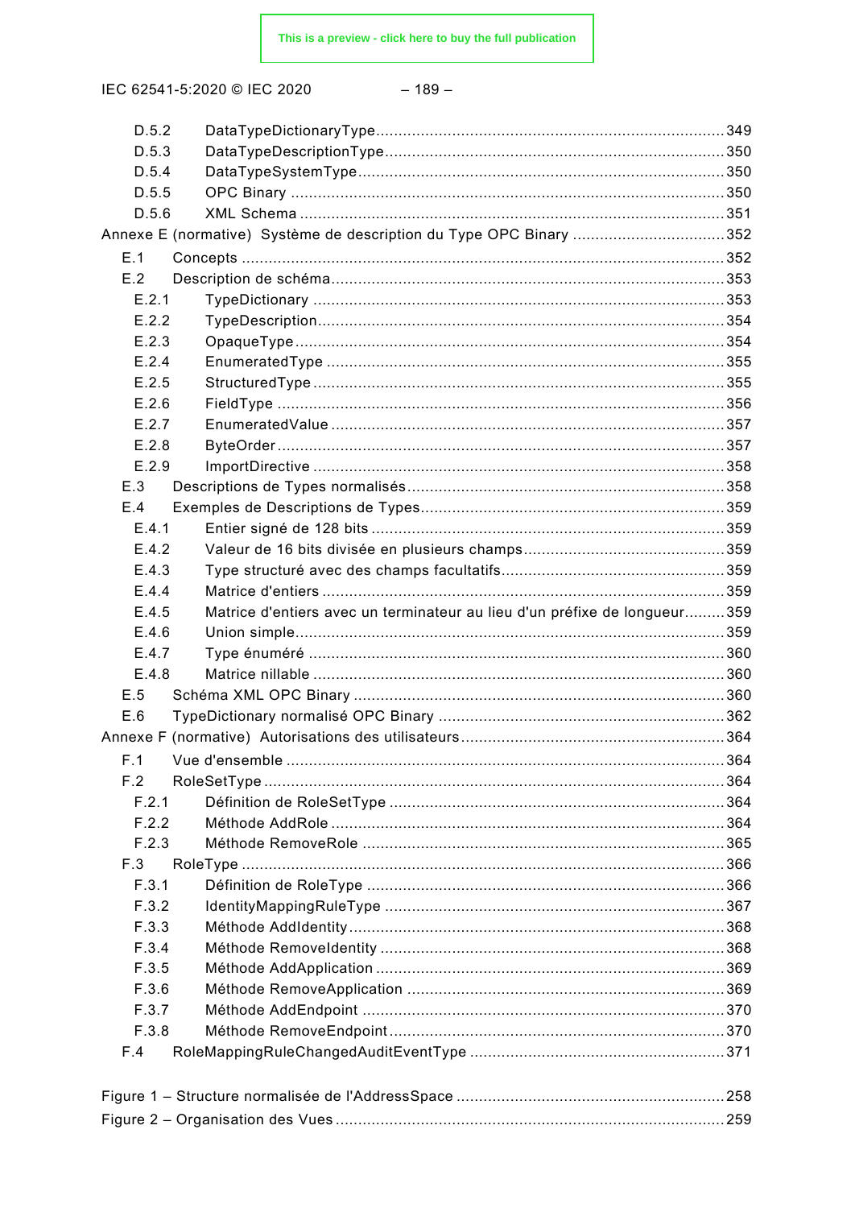D.5.2 DataTypeDictionaryType ... 349
D.5.3 DataTypeDescriptionType ... 350
D.5.4 DataTypeSystemType ... 350
D.5.5 OPC Binary ... 350
D.5.6 XML Schema ... 351

Annexe E (normative) Système de description du Type OPC Binary ... 352

E.1 Concepts ... 352
E.2 Description de schéma ... 353
E.2.1 TypeDictionary ... 353
E.2.2 TypeDescription ... 354
E.2.3 OpaqueType ... 354
E.2.4 EnumeratedType ... 355
E.2.5 StructuredType ... 355
E.2.6 FieldType ... 356
E.2.7 EnumeratedValue ... 357
E.2.8 ByteOrder ... 357
E.2.9 ImportDirective ... 358
E.3 Descriptions de Types normalisés ... 358
E.4 Exemples de Descriptions de Types ... 359
E.4.1 Entier signé de 128 bits ... 359
E.4.2 Valeur de 16 bits divisée en plusieurs champs ... 359
E.4.3 Type structuré avec des champs facultatifs ... 359
E.4.4 Matrice d'entiers ... 359
E.4.5 Matrice d'entiers avec un terminateur au lieu d'un préfixe de longueur ... 359
E.4.6 Union simple ... 359
E.4.7 Type énuméré ... 360
E.4.8 Matrice nillable ... 360
E.5 Schéma XML OPC Binary ... 360
E.6 TypeDictionary normalisé OPC Binary ... 362

Annexe F (normative) Autorisations des utilisateurs ... 364

F.1 Vue d'ensemble ... 364
F.2 RoleSetType ... 364
F.2.1 Définition de RoleSetType ... 364
F.2.2 Méthode AddRole ... 364
F.2.3 Méthode RemoveRole ... 365
F.3 RoleType ... 366
F.3.1 Définition de RoleType ... 366
F.3.2 IdentityMappingRuleType ... 367
F.3.3 Méthode AddIdentity ... 368
F.3.4 Méthode RemoveIdentity ... 368
F.3.5 Méthode AddApplication ... 369
F.3.6 Méthode RemoveApplication ... 369
F.3.7 Méthode AddEndpoint ... 370
F.3.8 Méthode RemoveEndpoint ... 370
F.4 RoleMappingRuleChangedAuditEventType ... 371

Figure 1 – Structure normalisée de l'AddressSpace ... 258
Figure 2 – Organisation des Vues ... 259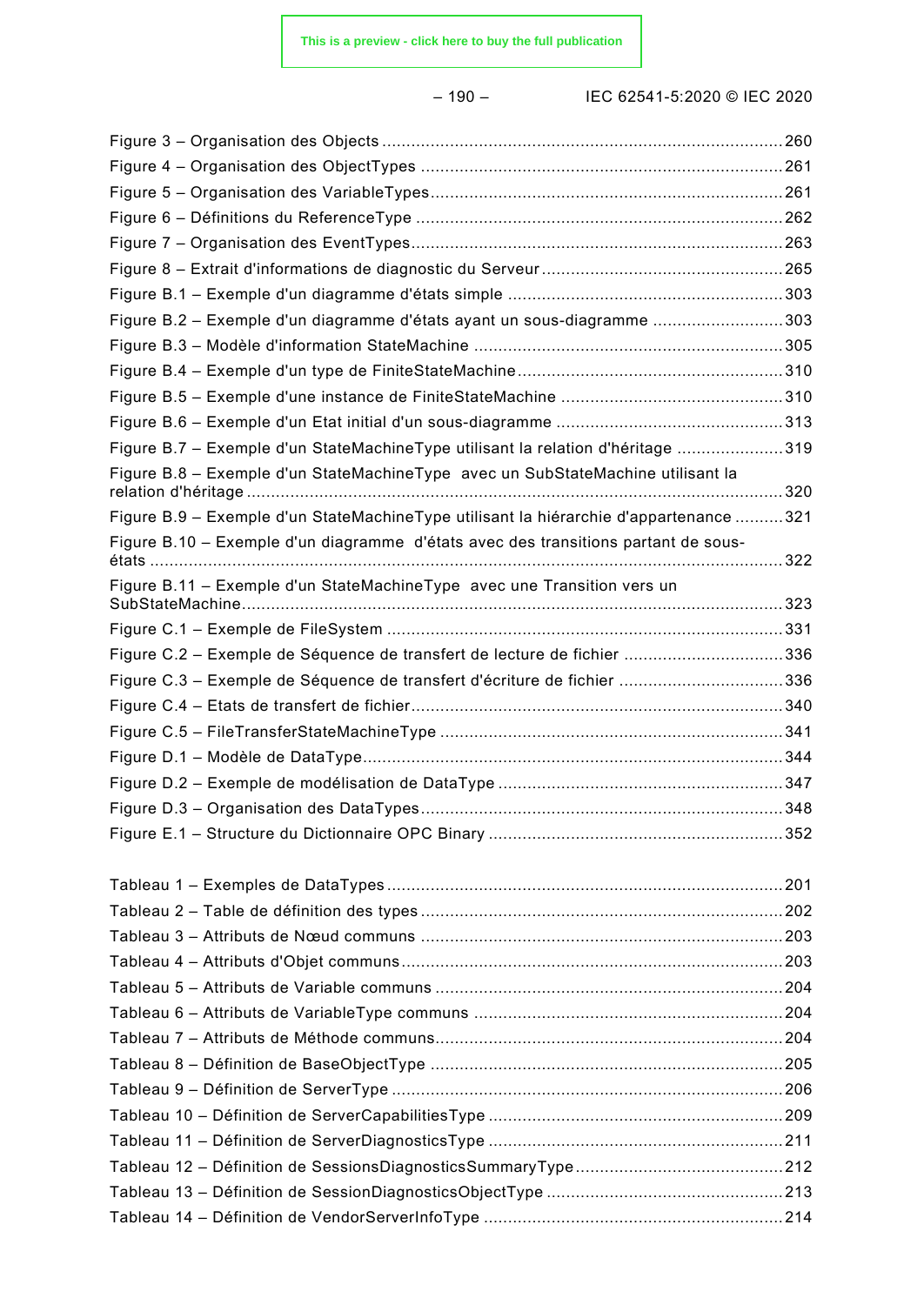Figure 3 – Organisation des Objects ....................................................................................260
Figure 4 – Organisation des ObjectTypes ............................................................................261
Figure 5 – Organisation des VariableTypes..........................................................................261
Figure 6 – Définitions du ReferenceType .............................................................................262
Figure 7 – Organisation des EventTypes..............................................................................263
Figure 8 – Extrait d'informations de diagnostic du Serveur ...................................................265
Figure B.1 – Exemple d'un diagramme d'états simple ..........................................................303
Figure B.2 – Exemple d'un diagramme d'états ayant un sous-diagramme ............................303
Figure B.3 – Modèle d'information StateMachine .................................................................305
Figure B.4 – Exemple d'un type de FiniteStateMachine........................................................310
Figure B.5 – Exemple d'une instance de FiniteStateMachine ...............................................310
Figure B.6 – Exemple d'un Etat initial d'un sous-diagramme ................................................313
Figure B.7 – Exemple d'un StateMachineType utilisant la relation d'héritage .......................319
Figure B.8 – Exemple d'un StateMachineType avec un SubStateMachine utilisant la relation d'héritage ...............................................................................................................320
Figure B.9 – Exemple d'un StateMachineType utilisant la hiérarchie d'appartenance ..........321
Figure B.10 – Exemple d'un diagramme d'états avec des transitions partant de sous-états ...................................................................................................................................322
Figure B.11 – Exemple d'un StateMachineType avec une Transition vers un SubStateMachine...............................................................................................................323
Figure C.1 – Exemple de FileSystem ..................................................................................331
Figure C.2 – Exemple de Séquence de transfert de lecture de fichier ..................................336
Figure C.3 – Exemple de Séquence de transfert d'écriture de fichier ...................................336
Figure C.4 – Etats de transfert de fichier..............................................................................340
Figure C.5 – FileTransferStateMachineType ........................................................................341
Figure D.1 – Modèle de DataType.......................................................................................344
Figure D.2 – Exemple de modélisation de DataType ............................................................347
Figure D.3 – Organisation des DataTypes............................................................................348
Figure E.1 – Structure du Dictionnaire OPC Binary ..............................................................352

Tableau 1 – Exemples de DataTypes...................................................................................201
Tableau 2 – Table de définition des types ............................................................................202
Tableau 3 – Attributs de Nœud communs ............................................................................203
Tableau 4 – Attributs d'Objet communs................................................................................203
Tableau 5 – Attributs de Variable communs .........................................................................204
Tableau 6 – Attributs de VariableType communs .................................................................204
Tableau 7 – Attributs de Méthode communs.........................................................................204
Tableau 8 – Définition de BaseObjectType ..........................................................................205
Tableau 9 – Définition de ServerType ..................................................................................206
Tableau 10 – Définition de ServerCapabilitiesType ..............................................................209
Tableau 11 – Définition de ServerDiagnosticsType ..............................................................211
Tableau 12 – Définition de SessionsDiagnosticsSummaryType............................................212
Tableau 13 – Définition de SessionDiagnosticsObjectType ..................................................213
Tableau 14 – Définition de VendorServerInfoType ...............................................................214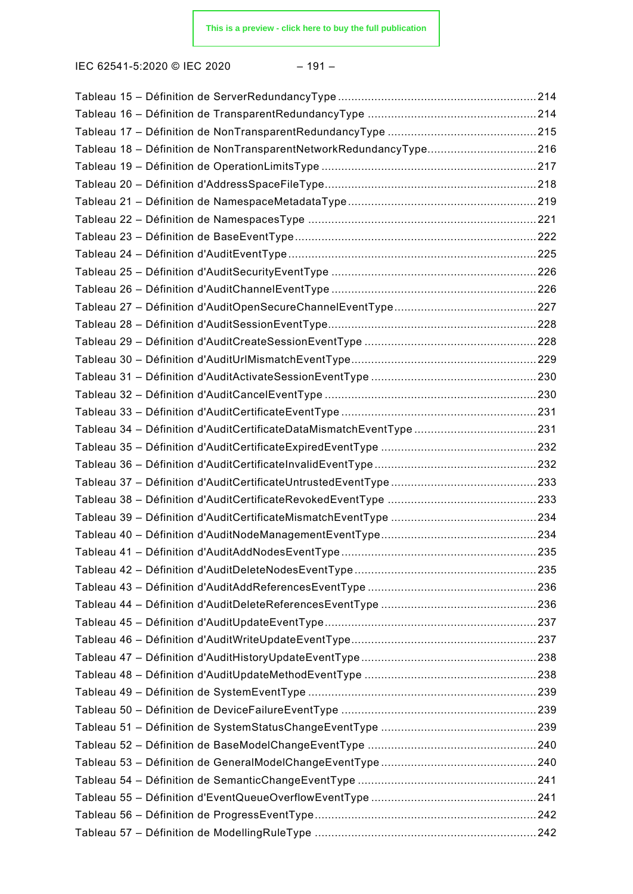Tableau 15 – Définition de ServerRedundancyType ............................................................ 214
Tableau 16 – Définition de TransparentRedundancyType ................................................... 214
Tableau 17 – Définition de NonTransparentRedundancyType ............................................. 215
Tableau 18 – Définition de NonTransparentNetworkRedundancyType................................. 216
Tableau 19 – Définition de OperationLimitsType ................................................................. 217
Tableau 20 – Définition d'AddressSpaceFileType ................................................................ 218
Tableau 21 – Définition de NamespaceMetadataType ......................................................... 219
Tableau 22 – Définition de NamespacesType ..................................................................... 221
Tableau 23 – Définition de BaseEventType ......................................................................... 222
Tableau 24 – Définition d'AuditEventType ........................................................................... 225
Tableau 25 – Définition d'AuditSecurityEventType .............................................................. 226
Tableau 26 – Définition d'AuditChannelEventType .............................................................. 226
Tableau 27 – Définition d'AuditOpenSecureChannelEventType ........................................... 227
Tableau 28 – Définition d'AuditSessionEventType............................................................... 228
Tableau 29 – Définition d'AuditCreateSessionEventType .................................................... 228
Tableau 30 – Définition d'AuditUrlMismatchEventType ........................................................ 229
Tableau 31 – Définition d'AuditActivateSessionEventType .................................................. 230
Tableau 32 – Définition d'AuditCancelEventType ................................................................ 230
Tableau 33 – Définition d'AuditCertificateEventType ........................................................... 231
Tableau 34 – Définition d'AuditCertificateDataMismatchEventType ..................................... 231
Tableau 35 – Définition d'AuditCertificateExpiredEventType ............................................... 232
Tableau 36 – Définition d'AuditCertificateInvalidEventType ................................................. 232
Tableau 37 – Définition d'AuditCertificateUntrustedEventType ............................................ 233
Tableau 38 – Définition d'AuditCertificateRevokedEventType ............................................. 233
Tableau 39 – Définition d'AuditCertificateMismatchEventType ............................................ 234
Tableau 40 – Définition d'AuditNodeManagementEventType............................................... 234
Tableau 41 – Définition d'AuditAddNodesEventType ........................................................... 235
Tableau 42 – Définition d'AuditDeleteNodesEventType ....................................................... 235
Tableau 43 – Définition d'AuditAddReferencesEventType ................................................... 236
Tableau 44 – Définition d'AuditDeleteReferencesEventType ............................................... 236
Tableau 45 – Définition d'AuditUpdateEventType................................................................ 237
Tableau 46 – Définition d'AuditWriteUpdateEventType........................................................ 237
Tableau 47 – Définition d'AuditHistoryUpdateEventType ..................................................... 238
Tableau 48 – Définition d'AuditUpdateMethodEventType .................................................... 238
Tableau 49 – Définition de SystemEventType ..................................................................... 239
Tableau 50 – Définition de DeviceFailureEventType ........................................................... 239
Tableau 51 – Définition de SystemStatusChangeEventType ............................................... 239
Tableau 52 – Définition de BaseModelChangeEventType ................................................... 240
Tableau 53 – Définition de GeneralModelChangeEventType ............................................... 240
Tableau 54 – Définition de SemanticChangeEventType ...................................................... 241
Tableau 55 – Définition d'EventQueueOverflowEventType .................................................. 241
Tableau 56 – Définition de ProgressEventType ................................................................... 242
Tableau 57 – Définition de ModellingRuleType ................................................................... 242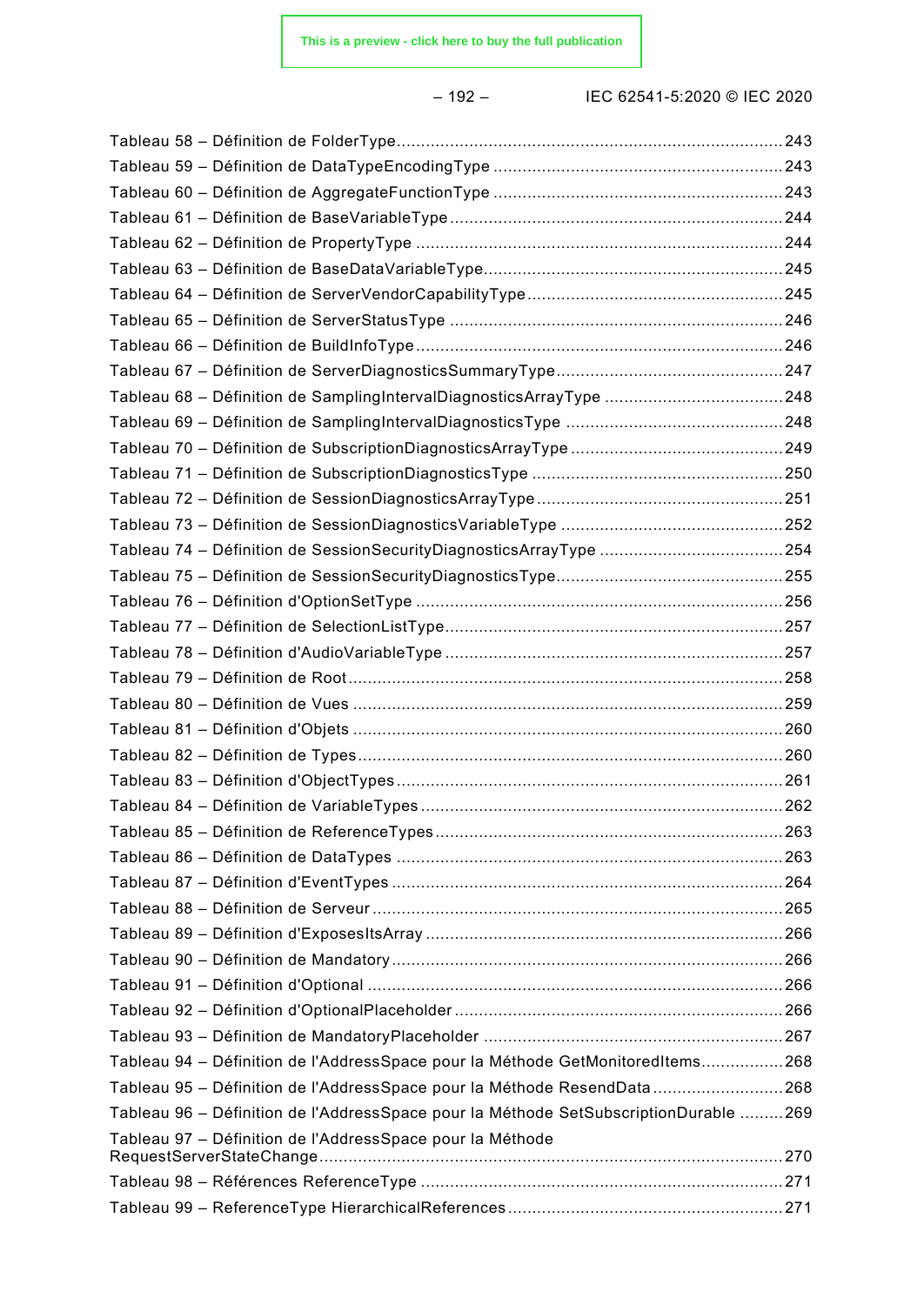Tableau 58 – Définition de FolderType ............................................................................ 243
Tableau 59 – Définition de DataTypeEncodingType ........................................................ 243
Tableau 60 – Définition de AggregateFunctionType ........................................................ 243
Tableau 61 – Définition de BaseVariableType ................................................................. 244
Tableau 62 – Définition de PropertyType ........................................................................ 244
Tableau 63 – Définition de BaseDataVariableType .......................................................... 245
Tableau 64 – Définition de ServerVendorCapabilityType ................................................. 245
Tableau 65 – Définition de ServerStatusType ................................................................. 246
Tableau 66 – Définition de BuildInfoType ........................................................................ 246
Tableau 67 – Définition de ServerDiagnosticsSummaryType ........................................... 247
Tableau 68 – Définition de SamplingIntervalDiagnosticsArrayType .................................. 248
Tableau 69 – Définition de SamplingIntervalDiagnosticsType .......................................... 248
Tableau 70 – Définition de SubscriptionDiagnosticsArrayType ........................................ 249
Tableau 71 – Définition de SubscriptionDiagnosticsType ................................................ 250
Tableau 72 – Définition de SessionDiagnosticsArrayType ............................................... 251
Tableau 73 – Définition de SessionDiagnosticsVariableType .......................................... 252
Tableau 74 – Définition de SessionSecurityDiagnosticsArrayType .................................. 254
Tableau 75 – Définition de SessionSecurityDiagnosticsType ........................................... 255
Tableau 76 – Définition d'OptionSetType ........................................................................ 256
Tableau 77 – Définition de SelectionListType .................................................................. 257
Tableau 78 – Définition d'AudioVariableType .................................................................. 257
Tableau 79 – Définition de Root ...................................................................................... 258
Tableau 80 – Définition de Vues ..................................................................................... 259
Tableau 81 – Définition d'Objets ..................................................................................... 260
Tableau 82 – Définition de Types .................................................................................... 260
Tableau 83 – Définition d'ObjectTypes ............................................................................ 261
Tableau 84 – Définition de VariableTypes ....................................................................... 262
Tableau 85 – Définition de ReferenceTypes .................................................................... 263
Tableau 86 – Définition de DataTypes ............................................................................ 263
Tableau 87 – Définition d'EventTypes ............................................................................. 264
Tableau 88 – Définition de Serveur ................................................................................. 265
Tableau 89 – Définition d'ExposesItsArray ...................................................................... 266
Tableau 90 – Définition de Mandatory ............................................................................. 266
Tableau 91 – Définition d'Optional .................................................................................. 266
Tableau 92 – Définition d'OptionalPlaceholder ................................................................ 266
Tableau 93 – Définition de MandatoryPlaceholder .......................................................... 267
Tableau 94 – Définition de l'AddressSpace pour la Méthode GetMonitoredItems ................ 268
Tableau 95 – Définition de l'AddressSpace pour la Méthode ResendData .......................... 268
Tableau 96 – Définition de l'AddressSpace pour la Méthode SetSubscriptionDurable ......... 269
Tableau 97 – Définition de l'AddressSpace pour la Méthode RequestServerStateChange ............................................................................................. 270
Tableau 98 – Références ReferenceType ....................................................................... 271
Tableau 99 – ReferenceType HierarchicalReferences ...................................................... 271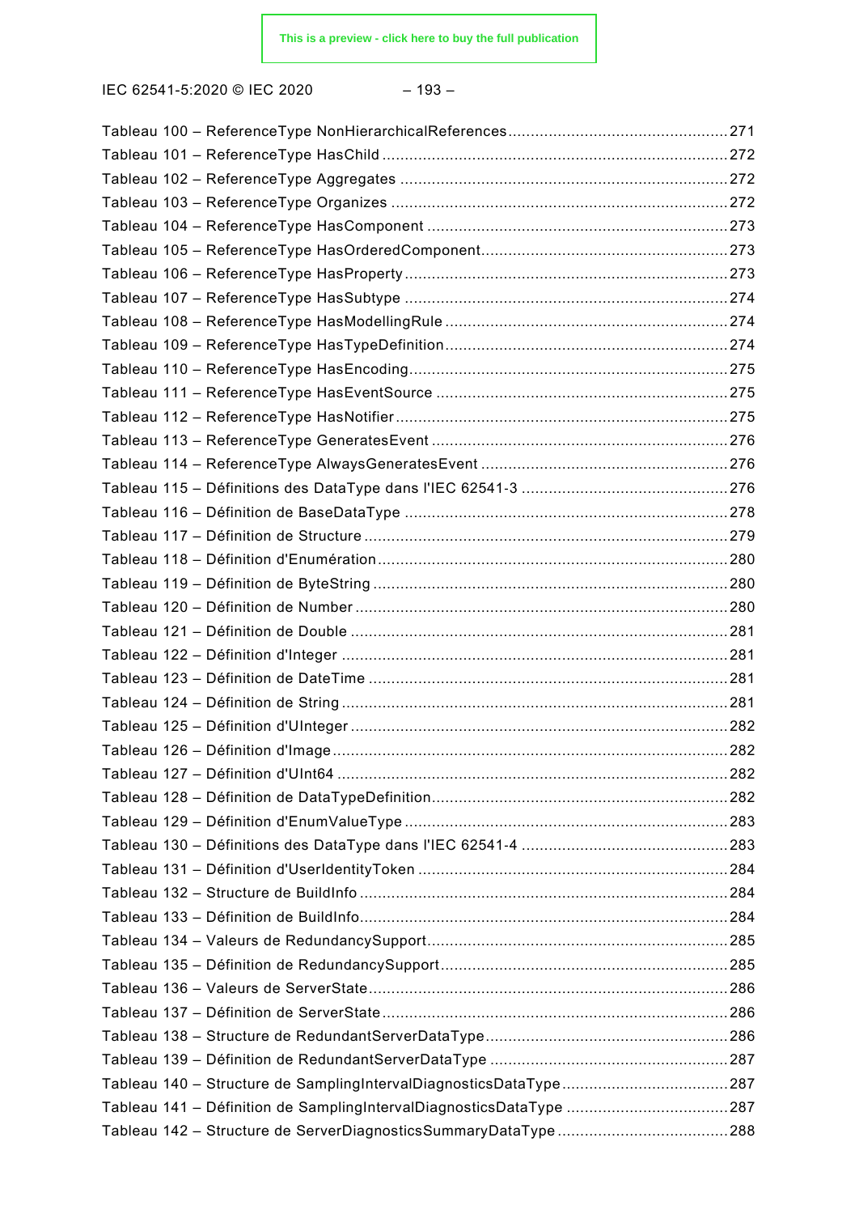Tableau 100 – ReferenceType NonHierarchicalReferences ................................................ 271
Tableau 101 – ReferenceType HasChild ............................................................................ 272
Tableau 102 – ReferenceType Aggregates ........................................................................ 272
Tableau 103 – ReferenceType Organizes .......................................................................... 272
Tableau 104 – ReferenceType HasComponent ................................................................... 273
Tableau 105 – ReferenceType HasOrderedComponent ...................................................... 273
Tableau 106 – ReferenceType HasProperty ....................................................................... 273
Tableau 107 – ReferenceType HasSubtype ....................................................................... 274
Tableau 108 – ReferenceType HasModellingRule .............................................................. 274
Tableau 109 – ReferenceType HasTypeDefinition .............................................................. 274
Tableau 110 – ReferenceType HasEncoding ...................................................................... 275
Tableau 111 – ReferenceType HasEventSource ................................................................ 275
Tableau 112 – ReferenceType HasNotifier ......................................................................... 275
Tableau 113 – ReferenceType GeneratesEvent ................................................................. 276
Tableau 114 – ReferenceType AlwaysGeneratesEvent ...................................................... 276
Tableau 115 – Définitions des DataType dans l'IEC 62541-3 ............................................. 276
Tableau 116 – Définition de BaseDataType ....................................................................... 278
Tableau 117 – Définition de Structure ................................................................................ 279
Tableau 118 – Définition d'Enumération ............................................................................. 280
Tableau 119 – Définition de ByteString .............................................................................. 280
Tableau 120 – Définition de Number .................................................................................. 280
Tableau 121 – Définition de Double ................................................................................... 281
Tableau 122 – Définition d'Integer ..................................................................................... 281
Tableau 123 – Définition de DateTime ............................................................................... 281
Tableau 124 – Définition de String ..................................................................................... 281
Tableau 125 – Définition d'UInteger ................................................................................... 282
Tableau 126 – Définition d'Image ....................................................................................... 282
Tableau 127 – Définition d'UInt64 ...................................................................................... 282
Tableau 128 – Définition de DataTypeDefinition ................................................................. 282
Tableau 129 – Définition d'EnumValueType ....................................................................... 283
Tableau 130 – Définitions des DataType dans l'IEC 62541-4 ............................................. 283
Tableau 131 – Définition d'UserIdentityToken .................................................................... 284
Tableau 132 – Structure de BuildInfo ................................................................................. 284
Tableau 133 – Définition de BuildInfo ................................................................................. 284
Tableau 134 – Valeurs de RedundancySupport .................................................................. 285
Tableau 135 – Définition de RedundancySupport ............................................................... 285
Tableau 136 – Valeurs de ServerState ............................................................................... 286
Tableau 137 – Définition de ServerState ............................................................................ 286
Tableau 138 – Structure de RedundantServerDataType ..................................................... 286
Tableau 139 – Définition de RedundantServerDataType .................................................... 287
Tableau 140 – Structure de SamplingIntervalDiagnosticsDataType .................................... 287
Tableau 141 – Définition de SamplingIntervalDiagnosticsDataType ................................... 287
Tableau 142 – Structure de ServerDiagnosticsSummaryDataType ..................................... 288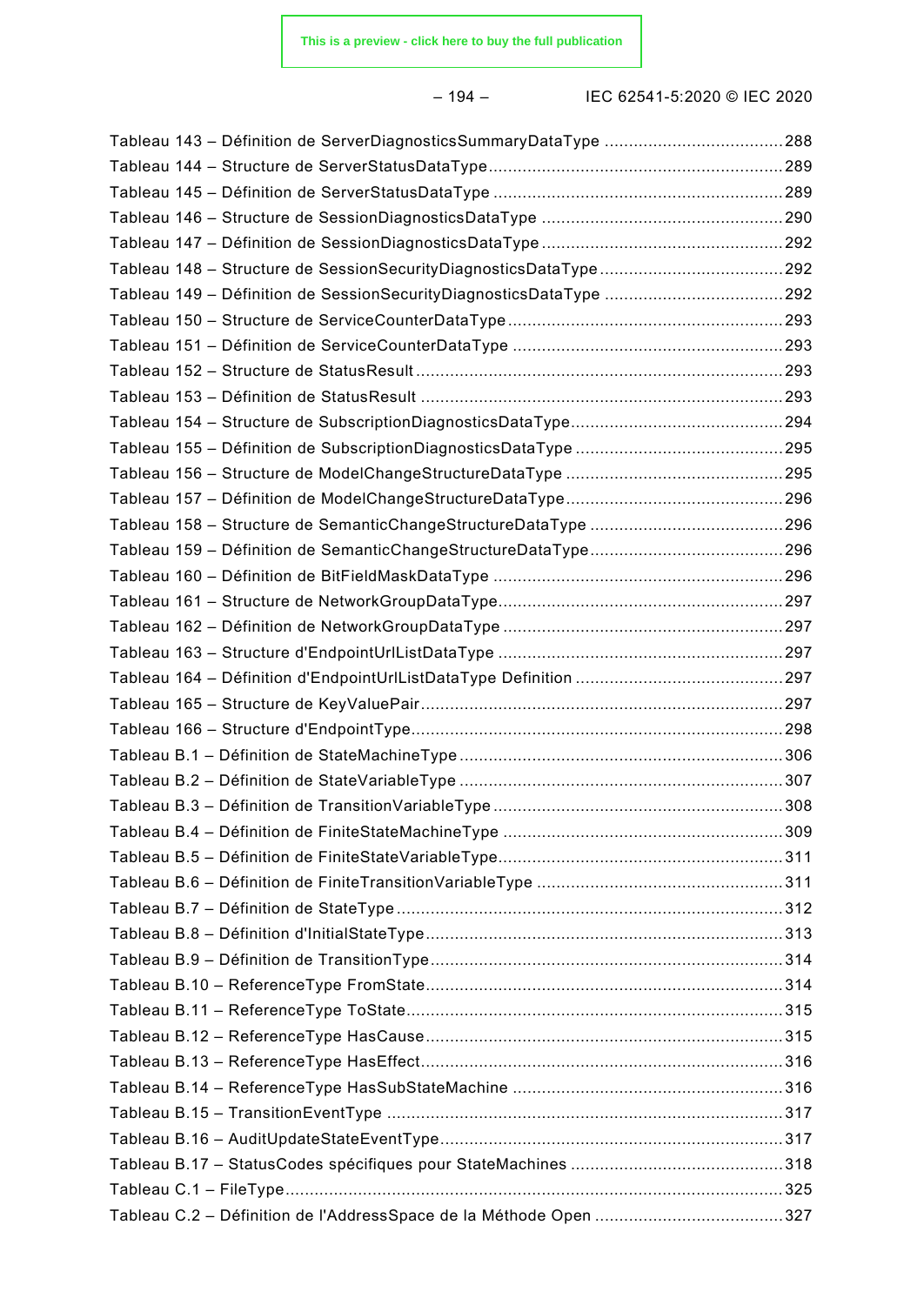Tableau 143 – Définition de ServerDiagnosticsSummaryDataType .....................................288
Tableau 144 – Structure de ServerStatusDataType............................................................289
Tableau 145 – Définition de ServerStatusDataType ...........................................................289
Tableau 146 – Structure de SessionDiagnosticsDataType .................................................290
Tableau 147 – Définition de SessionDiagnosticsDataType..................................................292
Tableau 148 – Structure de SessionSecurityDiagnosticsDataType......................................292
Tableau 149 – Définition de SessionSecurityDiagnosticsDataType .....................................292
Tableau 150 – Structure de ServiceCounterDataType........................................................293
Tableau 151 – Définition de ServiceCounterDataType .......................................................293
Tableau 152 – Structure de StatusResult...........................................................................293
Tableau 153 – Définition de StatusResult ..........................................................................293
Tableau 154 – Structure de SubscriptionDiagnosticsDataType............................................294
Tableau 155 – Définition de SubscriptionDiagnosticsDataType ...........................................295
Tableau 156 – Structure de ModelChangeStructureDataType .............................................295
Tableau 157 – Définition de ModelChangeStructureDataType.............................................296
Tableau 158 – Structure de SemanticChangeStructureDataType ........................................296
Tableau 159 – Définition de SemanticChangeStructureDataType.......................................296
Tableau 160 – Définition de BitFieldMaskDataType ...........................................................296
Tableau 161 – Structure de NetworkGroupDataType..........................................................297
Tableau 162 – Définition de NetworkGroupDataType .........................................................297
Tableau 163 – Structure d'EndpointUrlListDataType ..........................................................297
Tableau 164 – Définition d'EndpointUrlListDataType Definition ..........................................297
Tableau 165 – Structure de KeyValuePair..........................................................................297
Tableau 166 – Structure d'EndpointType............................................................................298
Tableau B.1 – Définition de StateMachineType..................................................................306
Tableau B.2 – Définition de StateVariableType ..................................................................307
Tableau B.3 – Définition de TransitionVariableType...........................................................308
Tableau B.4 – Définition de FiniteStateMachineType .........................................................309
Tableau B.5 – Définition de FiniteStateVariableType..........................................................311
Tableau B.6 – Définition de FiniteTransitionVariableType ..................................................311
Tableau B.7 – Définition de StateType...............................................................................312
Tableau B.8 – Définition d'InitialStateType.........................................................................313
Tableau B.9 – Définition de TransitionType........................................................................314
Tableau B.10 – ReferenceType FromState.........................................................................314
Tableau B.11 – ReferenceType ToState.............................................................................315
Tableau B.12 – ReferenceType HasCause.........................................................................315
Tableau B.13 – ReferenceType HasEffect..........................................................................316
Tableau B.14 – ReferenceType HasSubStateMachine .......................................................316
Tableau B.15 – TransitionEventType .................................................................................317
Tableau B.16 – AuditUpdateStateEventType......................................................................317
Tableau B.17 – StatusCodes spécifiques pour StateMachines ...........................................318
Tableau C.1 – FileType.....................................................................................................325
Tableau C.2 – Définition de l'AddressSpace de la Méthode Open ......................................327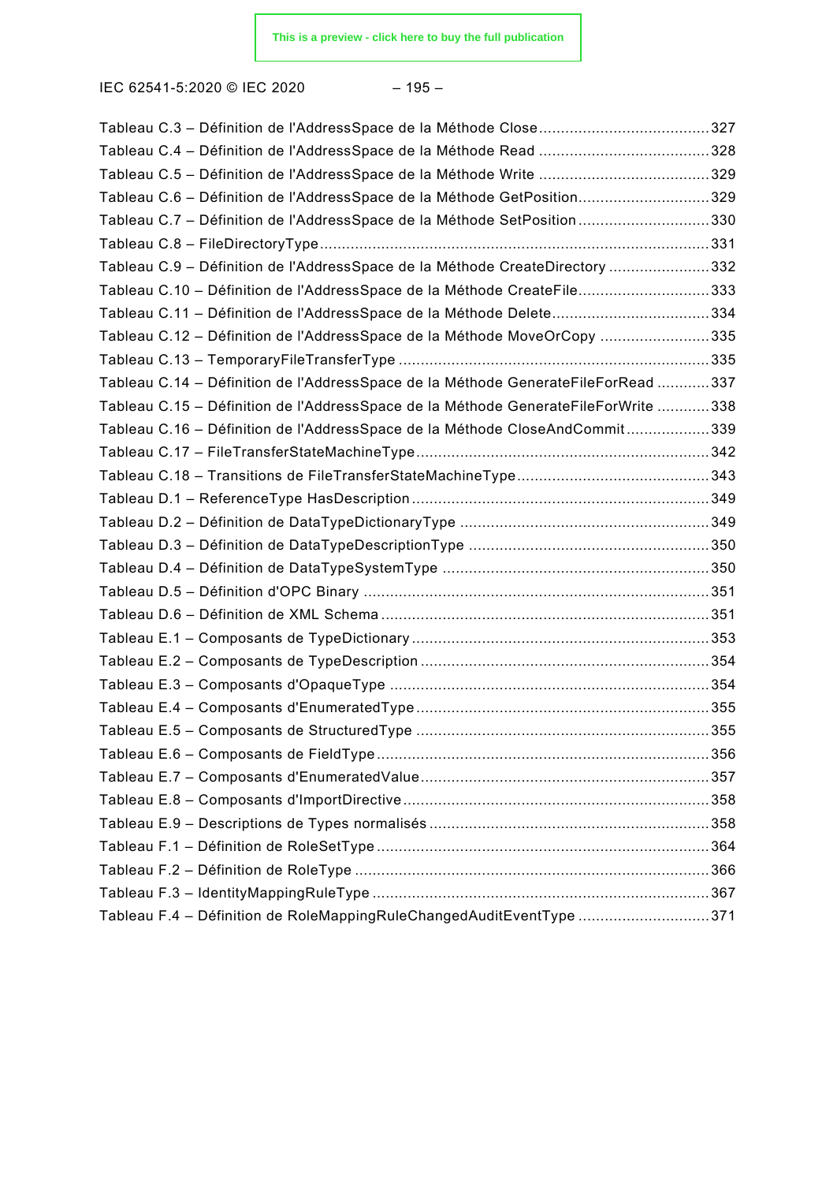Tableau C.3 – Définition de l'AddressSpace de la Méthode Close .......................................327
Tableau C.4 – Définition de l'AddressSpace de la Méthode Read .......................................328
Tableau C.5 – Définition de l'AddressSpace de la Méthode Write .......................................329
Tableau C.6 – Définition de l'AddressSpace de la Méthode GetPosition.............................329
Tableau C.7 – Définition de l'AddressSpace de la Méthode SetPosition .............................330
Tableau C.8 – FileDirectoryType ........................................................................................331
Tableau C.9 – Définition de l'AddressSpace de la Méthode CreateDirectory .......................332
Tableau C.10 – Définition de l'AddressSpace de la Méthode CreateFile..............................333
Tableau C.11 – Définition de l'AddressSpace de la Méthode Delete....................................334
Tableau C.12 – Définition de l'AddressSpace de la Méthode MoveOrCopy .........................335
Tableau C.13 – TemporaryFileTransferType ......................................................................335
Tableau C.14 – Définition de l'AddressSpace de la Méthode GenerateFileForRead ............337
Tableau C.15 – Définition de l'AddressSpace de la Méthode GenerateFileForWrite ............338
Tableau C.16 – Définition de l'AddressSpace de la Méthode CloseAndCommit ...................339
Tableau C.17 – FileTransferStateMachineType ...................................................................342
Tableau C.18 – Transitions de FileTransferStateMachineType ............................................343
Tableau D.1 – ReferenceType HasDescription ...................................................................349
Tableau D.2 – Définition de DataTypeDictionaryType .........................................................349
Tableau D.3 – Définition de DataTypeDescriptionType .......................................................350
Tableau D.4 – Définition de DataTypeSystemType .............................................................350
Tableau D.5 – Définition d'OPC Binary ..............................................................................351
Tableau D.6 – Définition de XML Schema ..........................................................................351
Tableau E.1 – Composants de TypeDictionary ...................................................................353
Tableau E.2 – Composants de TypeDescription .................................................................354
Tableau E.3 – Composants d'OpaqueType ........................................................................354
Tableau E.4 – Composants d'EnumeratedType ..................................................................355
Tableau E.5 – Composants de StructuredType ..................................................................355
Tableau E.6 – Composants de FieldType ...........................................................................356
Tableau E.7 – Composants d'EnumeratedValue .................................................................357
Tableau E.8 – Composants d'ImportDirective .....................................................................358
Tableau E.9 – Descriptions de Types normalisés ...............................................................358
Tableau F.1 – Définition de RoleSetType ...........................................................................364
Tableau F.2 – Définition de RoleType ................................................................................366
Tableau F.3 – IdentityMappingRuleType ............................................................................367
Tableau F.4 – Définition de RoleMappingRuleChangedAuditEventType ..............................371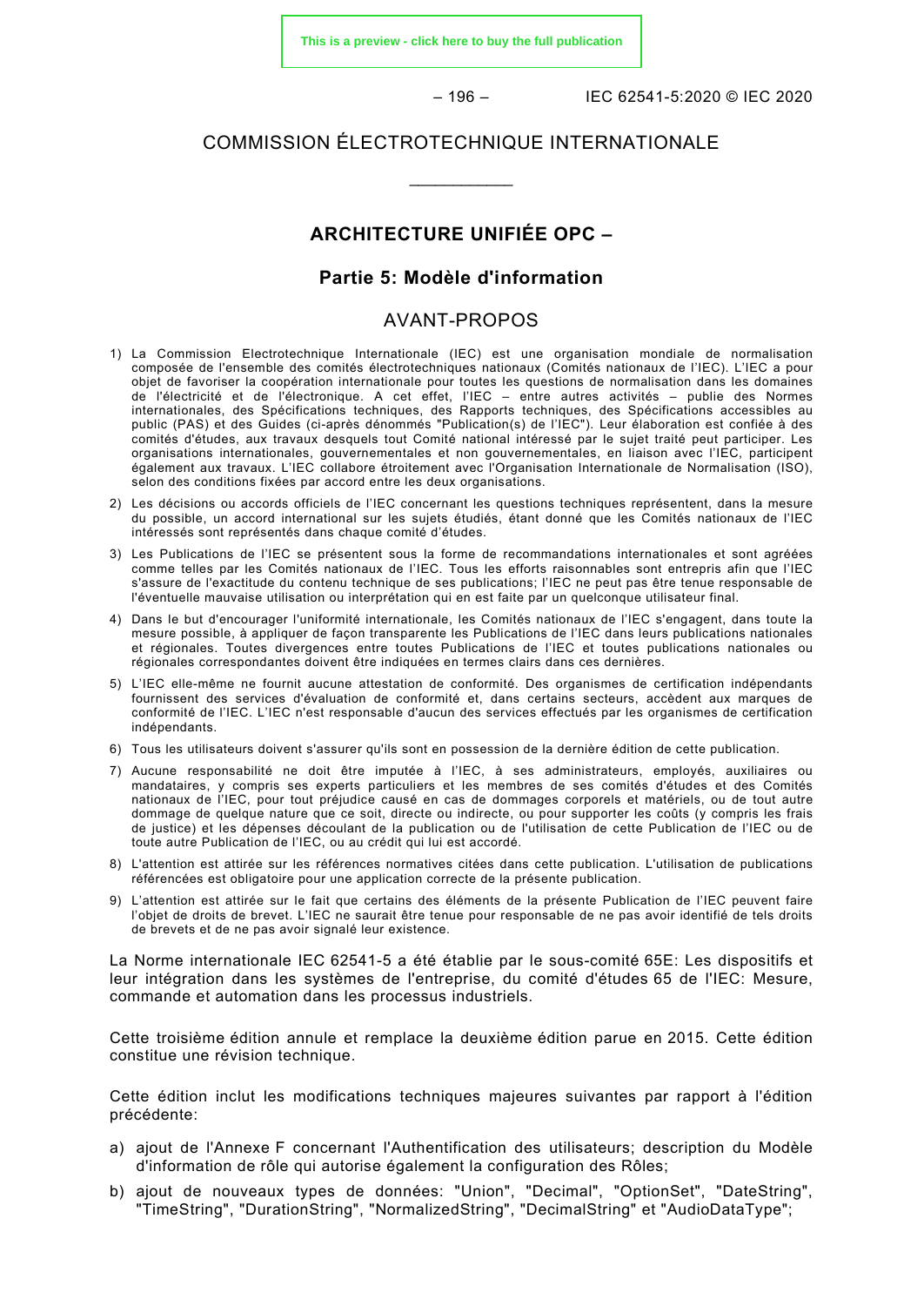# COMMISSION ÉLECTROTECHNIQUE INTERNATIONALE

___________

## ARCHITECTURE UNIFIÉE OPC –

### Partie 5: Modèle d'information

## AVANT-PROPOS

1) La Commission Electrotechnique Internationale (IEC) est une organisation mondiale de normalisation composée de l'ensemble des comités électrotechniques nationaux (Comités nationaux de l'IEC). L'IEC a pour objet de favoriser la coopération internationale pour toutes les questions de normalisation dans les domaines de l'électricité et de l'électronique. A cet effet, l'IEC – entre autres activités – publie des Normes internationales, des Spécifications techniques, des Rapports techniques, des Spécifications accessibles au public (PAS) et des Guides (ci-après dénommés "Publication(s) de l'IEC"). Leur élaboration est confiée à des comités d'études, aux travaux desquels tout Comité national intéressé par le sujet traité peut participer. Les organisations internationales, gouvernementales et non gouvernementales, en liaison avec l'IEC, participent également aux travaux. L'IEC collabore étroitement avec l'Organisation Internationale de Normalisation (ISO), selon des conditions fixées par accord entre les deux organisations.

2) Les décisions ou accords officiels de l'IEC concernant les questions techniques représentent, dans la mesure du possible, un accord international sur les sujets étudiés, étant donné que les Comités nationaux de l'IEC intéressés sont représentés dans chaque comité d'études.

3) Les Publications de l'IEC se présentent sous la forme de recommandations internationales et sont agréées comme telles par les Comités nationaux de l'IEC. Tous les efforts raisonnables sont entrepris afin que l'IEC s'assure de l'exactitude du contenu technique de ses publications; l'IEC ne peut pas être tenue responsable de l'éventuelle mauvaise utilisation ou interprétation qui en est faite par un quelconque utilisateur final.

4) Dans le but d'encourager l'uniformité internationale, les Comités nationaux de l'IEC s'engagent, dans toute la mesure possible, à appliquer de façon transparente les Publications de l'IEC dans leurs publications nationales et régionales. Toutes divergences entre toutes Publications de l'IEC et toutes publications nationales ou régionales correspondantes doivent être indiquées en termes clairs dans ces dernières.

5) L'IEC elle-même ne fournit aucune attestation de conformité. Des organismes de certification indépendants fournissent des services d'évaluation de conformité et, dans certains secteurs, accèdent aux marques de conformité de l'IEC. L'IEC n'est responsable d'aucun des services effectués par les organismes de certification indépendants.

6) Tous les utilisateurs doivent s'assurer qu'ils sont en possession de la dernière édition de cette publication.

7) Aucune responsabilité ne doit être imputée à l'IEC, à ses administrateurs, employés, auxiliaires ou mandataires, y compris ses experts particuliers et les membres de ses comités d'études et des Comités nationaux de l'IEC, pour tout préjudice causé en cas de dommages corporels et matériels, ou de tout autre dommage de quelque nature que ce soit, directe ou indirecte, ou pour supporter les coûts (y compris les frais de justice) et les dépenses découlant de la publication ou de l'utilisation de cette Publication de l'IEC ou de toute autre Publication de l'IEC, ou au crédit qui lui est accordé.

8) L'attention est attirée sur les références normatives citées dans cette publication. L'utilisation de publications référencées est obligatoire pour une application correcte de la présente publication.

9) L'attention est attirée sur le fait que certains des éléments de la présente Publication de l'IEC peuvent faire l'objet de droits de brevet. L'IEC ne saurait être tenue pour responsable de ne pas avoir identifié de tels droits de brevets et de ne pas avoir signalé leur existence.

La Norme internationale IEC 62541-5 a été établie par le sous-comité 65E: Les dispositifs et leur intégration dans les systèmes de l'entreprise, du comité d'études 65 de l'IEC: Mesure, commande et automation dans les processus industriels.

Cette troisième édition annule et remplace la deuxième édition parue en 2015. Cette édition constitue une révision technique.

Cette édition inclut les modifications techniques majeures suivantes par rapport à l'édition précédente:

a) ajout de l'Annexe F concernant l'Authentification des utilisateurs; description du Modèle d'information de rôle qui autorise également la configuration des Rôles;

b) ajout de nouveaux types de données: "Union", "Decimal", "OptionSet", "DateString", "TimeString", "DurationString", "NormalizedString", "DecimalString" et "AudioDataType";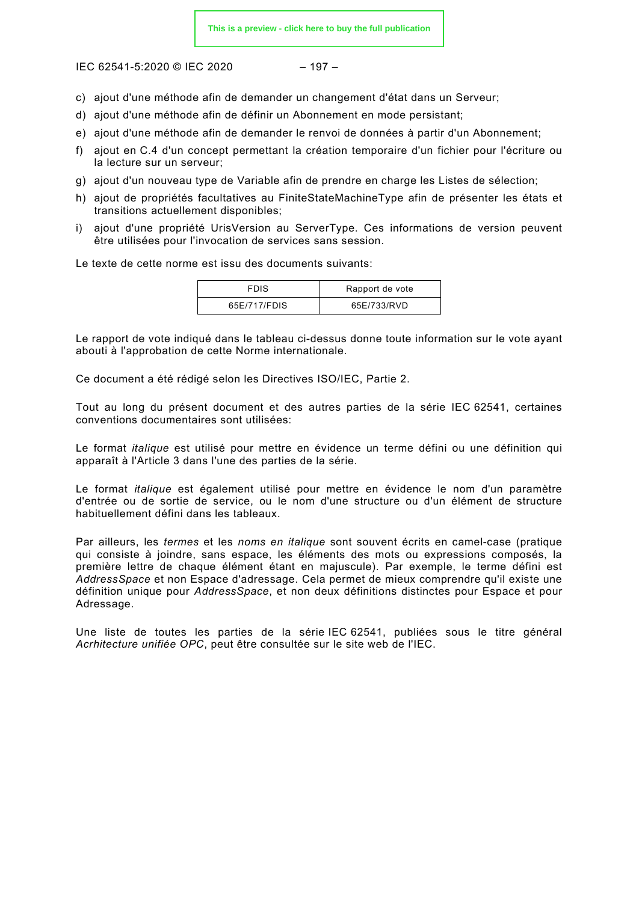c) ajout d'une méthode afin de demander un changement d'état dans un Serveur;
d) ajout d'une méthode afin de définir un Abonnement en mode persistant;
e) ajout d'une méthode afin de demander le renvoi de données à partir d'un Abonnement;
f) ajout en C.4 d'un concept permettant la création temporaire d'un fichier pour l'écriture ou la lecture sur un serveur;
g) ajout d'un nouveau type de Variable afin de prendre en charge les Listes de sélection;
h) ajout de propriétés facultatives au FiniteStateMachineType afin de présenter les états et transitions actuellement disponibles;
i) ajout d'une propriété UrisVersion au ServerType. Ces informations de version peuvent être utilisées pour l'invocation de services sans session.

Le texte de cette norme est issu des documents suivants:

| FDIS | Rapport de vote |
|---|---|
| 65E/717/FDIS | 65E/733/RVD |

Le rapport de vote indiqué dans le tableau ci-dessus donne toute information sur le vote ayant abouti à l'approbation de cette Norme internationale.

Ce document a été rédigé selon les Directives ISO/IEC, Partie 2.

Tout au long du présent document et des autres parties de la série IEC 62541, certaines conventions documentaires sont utilisées:

Le format *italique* est utilisé pour mettre en évidence un terme défini ou une définition qui apparaît à l'Article 3 dans l'une des parties de la série.

Le format *italique* est également utilisé pour mettre en évidence le nom d'un paramètre d'entrée ou de sortie de service, ou le nom d'une structure ou d'un élément de structure habituellement défini dans les tableaux.

Par ailleurs, les *termes* et les *noms en italique* sont souvent écrits en camel-case (pratique qui consiste à joindre, sans espace, les éléments des mots ou expressions composés, la première lettre de chaque élément étant en majuscule). Par exemple, le terme défini est *AddressSpace* et non Espace d'adressage. Cela permet de mieux comprendre qu'il existe une définition unique pour *AddressSpace*, et non deux définitions distinctes pour Espace et pour Adressage.

Une liste de toutes les parties de la série IEC 62541, publiées sous le titre général *Acrhitecture unifiée OPC*, peut être consultée sur le site web de l'IEC.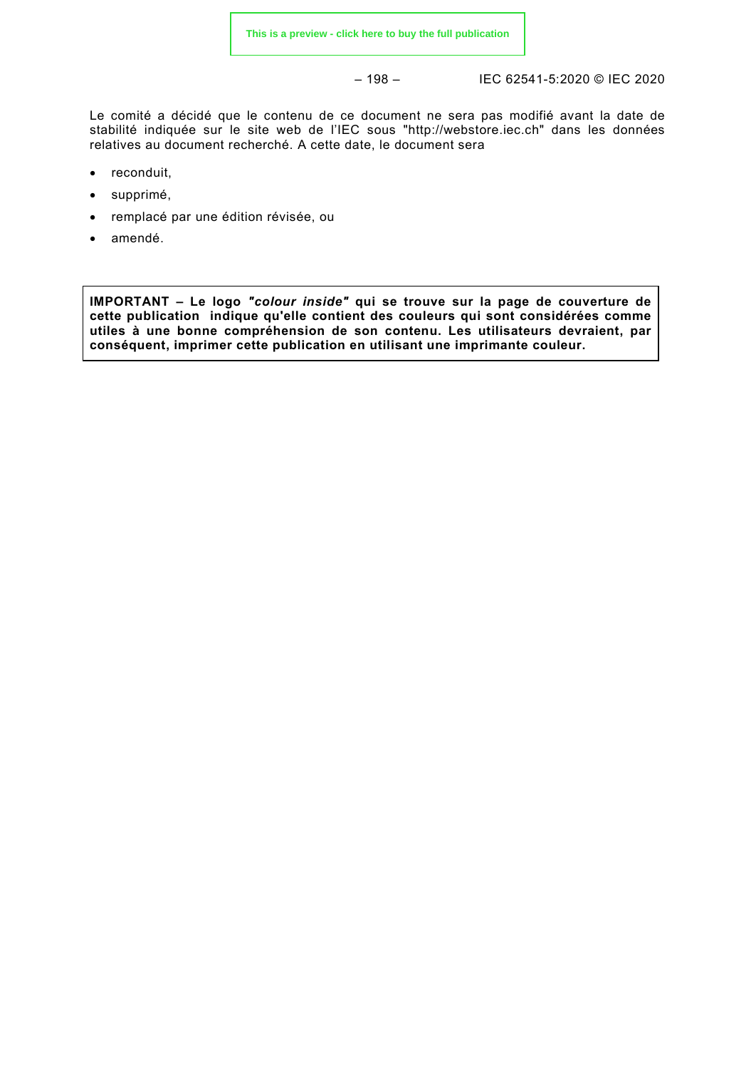Le comité a décidé que le contenu de ce document ne sera pas modifié avant la date de stabilité indiquée sur le site web de l'IEC sous "http://webstore.iec.ch" dans les données relatives au document recherché. A cette date, le document sera

- reconduit,
- supprimé,
- remplacé par une édition révisée, ou
- amendé.

**IMPORTANT – Le logo *"colour inside"* qui se trouve sur la page de couverture de cette publication indique qu'elle contient des couleurs qui sont considérées comme utiles à une bonne compréhension de son contenu. Les utilisateurs devraient, par conséquent, imprimer cette publication en utilisant une imprimante couleur.**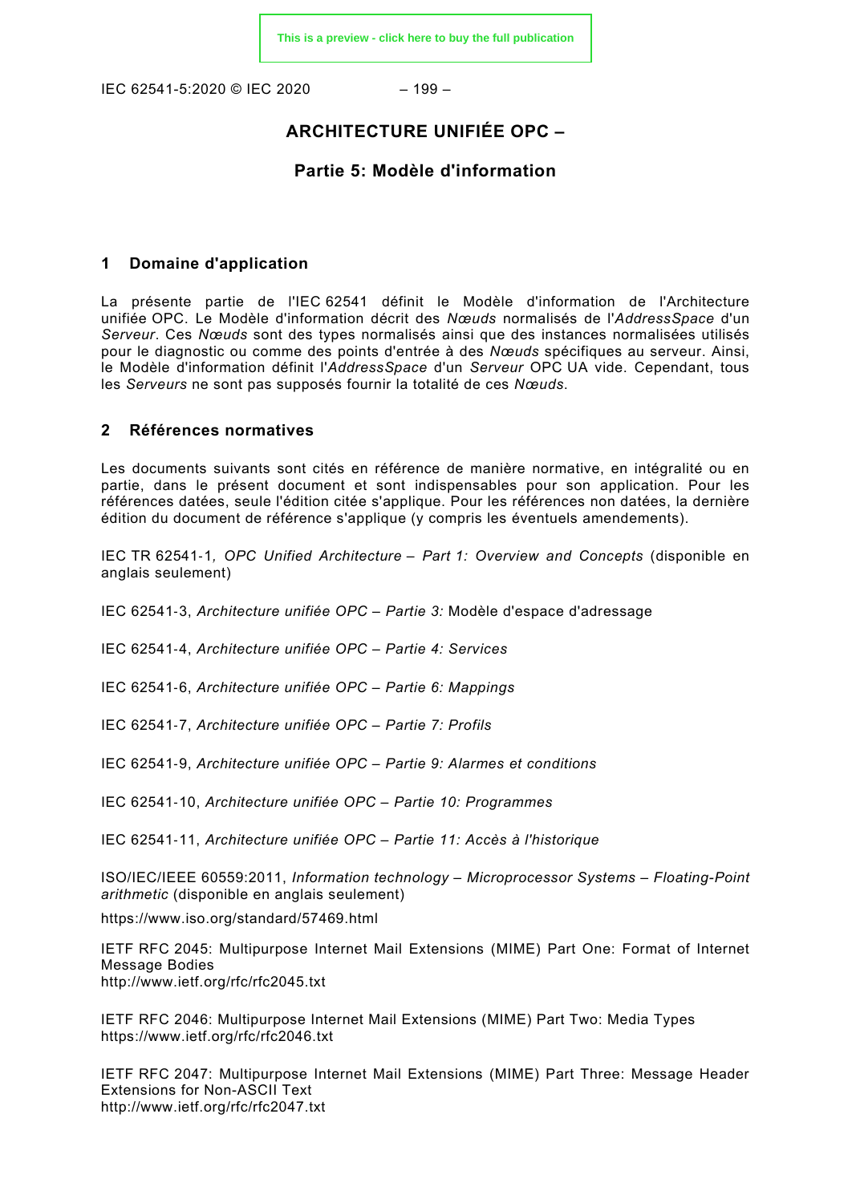# ARCHITECTURE UNIFIÉE OPC –

## Partie 5: Modèle d'information

## 1 Domaine d'application

La présente partie de l'IEC 62541 définit le Modèle d'information de l'Architecture unifiée OPC. Le Modèle d'information décrit des *Nœuds* normalisés de l'*AddressSpace* d'un *Serveur*. Ces *Nœuds* sont des types normalisés ainsi que des instances normalisées utilisés pour le diagnostic ou comme des points d'entrée à des *Nœuds* spécifiques au serveur. Ainsi, le Modèle d'information définit l'*AddressSpace* d'un *Serveur* OPC UA vide. Cependant, tous les *Serveurs* ne sont pas supposés fournir la totalité de ces *Nœuds*.

## 2 Références normatives

Les documents suivants sont cités en référence de manière normative, en intégralité ou en partie, dans le présent document et sont indispensables pour son application. Pour les références datées, seule l'édition citée s'applique. Pour les références non datées, la dernière édition du document de référence s'applique (y compris les éventuels amendements).

IEC TR 62541-1*, OPC Unified Architecture – Part 1: Overview and Concepts* (disponible en anglais seulement)

IEC 62541-3, *Architecture unifiée OPC – Partie 3:* Modèle d'espace d'adressage

IEC 62541-4, *Architecture unifiée OPC – Partie 4: Services*

IEC 62541-6, *Architecture unifiée OPC – Partie 6: Mappings*

IEC 62541-7, *Architecture unifiée OPC – Partie 7: Profils*

IEC 62541-9, *Architecture unifiée OPC – Partie 9: Alarmes et conditions*

IEC 62541-10, *Architecture unifiée OPC – Partie 10: Programmes*

IEC 62541-11, *Architecture unifiée OPC – Partie 11: Accès à l'historique*

ISO/IEC/IEEE 60559:2011, *Information technology – Microprocessor Systems – Floating-Point arithmetic* (disponible en anglais seulement)

https://www.iso.org/standard/57469.html

IETF RFC 2045: Multipurpose Internet Mail Extensions (MIME) Part One: Format of Internet Message Bodies
http://www.ietf.org/rfc/rfc2045.txt

IETF RFC 2046: Multipurpose Internet Mail Extensions (MIME) Part Two: Media Types
https://www.ietf.org/rfc/rfc2046.txt

IETF RFC 2047: Multipurpose Internet Mail Extensions (MIME) Part Three: Message Header Extensions for Non-ASCII Text
http://www.ietf.org/rfc/rfc2047.txt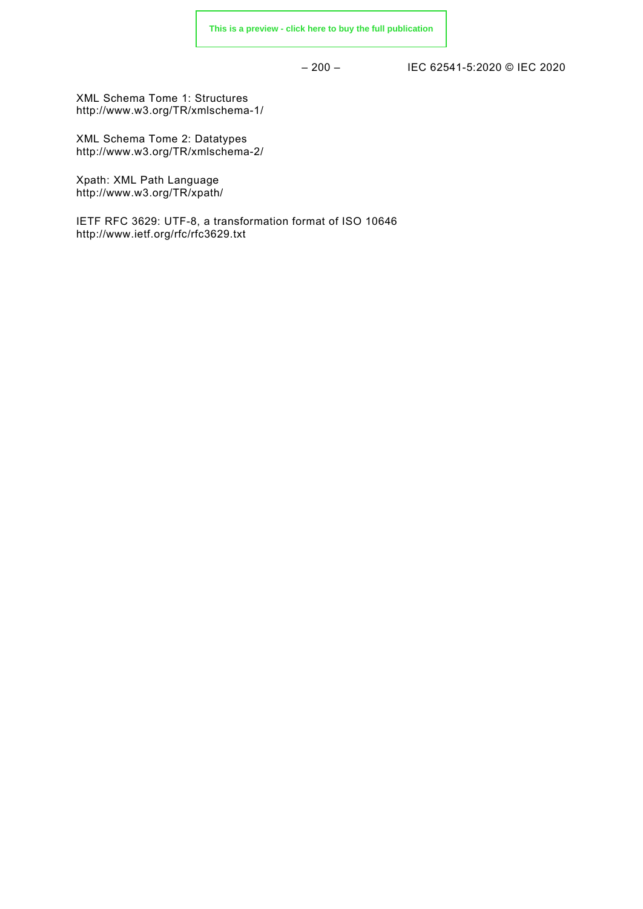XML Schema Tome 1: Structures
http://www.w3.org/TR/xmlschema-1/

XML Schema Tome 2: Datatypes
http://www.w3.org/TR/xmlschema-2/

Xpath: XML Path Language
http://www.w3.org/TR/xpath/

IETF RFC 3629: UTF-8, a transformation format of ISO 10646
http://www.ietf.org/rfc/rfc3629.txt